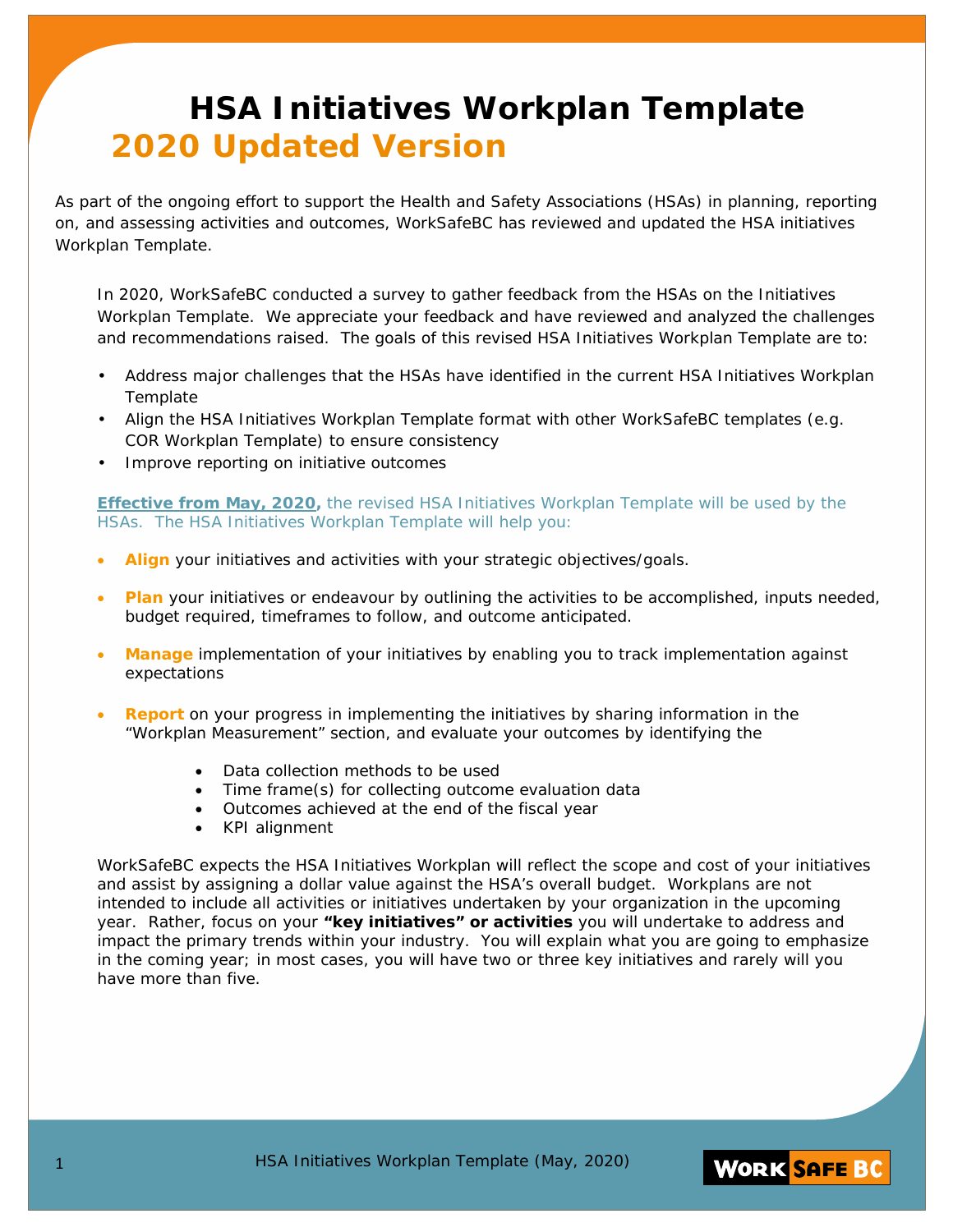# HSA Initiatives Workplan Template

## 2020 Updated Version

As part of the ongoing effort to support the Health and Safety Associations (HSAs) in planning, reporting on, and assessing activities and outcomes, WorkSafeBC has reviewed and updated the HSA initiatives Workplan Template.

In 2020, WorkSafeBC conducted a survey to gather feedback from the HSAs on the Initiatives Workplan Template. We appreciate your feedback and have reviewed and analyzed the challenges and recommendations raised. The goals of this revised HSA Initiatives Workplan Template are to:

- Address major challenges that the HSAs have identified in the current HSA Initiatives Workplan Template
- Align the HSA Initiatives Workplan Template format with other WorkSafeBC templates (e.g. COR Workplan Template) to ensure consistency
- Improve reporting on initiative outcomes

**Effective from May, 2020,** the revised HSA Initiatives Workplan Template will be used by the HSAs. The HSA Initiatives Workplan Template will help you:

- **Align** your initiatives and activities with your strategic objectives/goals.
- **Plan** your initiatives or endeavour by outlining the activities to be accomplished, inputs needed, budget required, timeframes to follow, and outcome anticipated.
- **Manage** implementation of your initiatives by enabling you to track implementation against expectations
- **Report** on your progress in implementing the initiatives by sharing information in the "Workplan Measurement" section, and evaluate your outcomes by identifying the
  - Data collection methods to be used
  - Time frame(s) for collecting outcome evaluation data
  - Outcomes achieved at the end of the fiscal year
  - KPI alignment

WorkSafeBC expects the HSA Initiatives Workplan will reflect the scope and cost of your initiatives and assist by assigning a dollar value against the HSA's overall budget. Workplans are not intended to include all activities or initiatives undertaken by your organization in the upcoming year. Rather, focus on your **"key initiatives" or activities** you will undertake to address and impact the primary trends within your industry. You will explain what you are going to emphasize in the coming year; in most cases, you will have two or three key initiatives and rarely will you have more than five.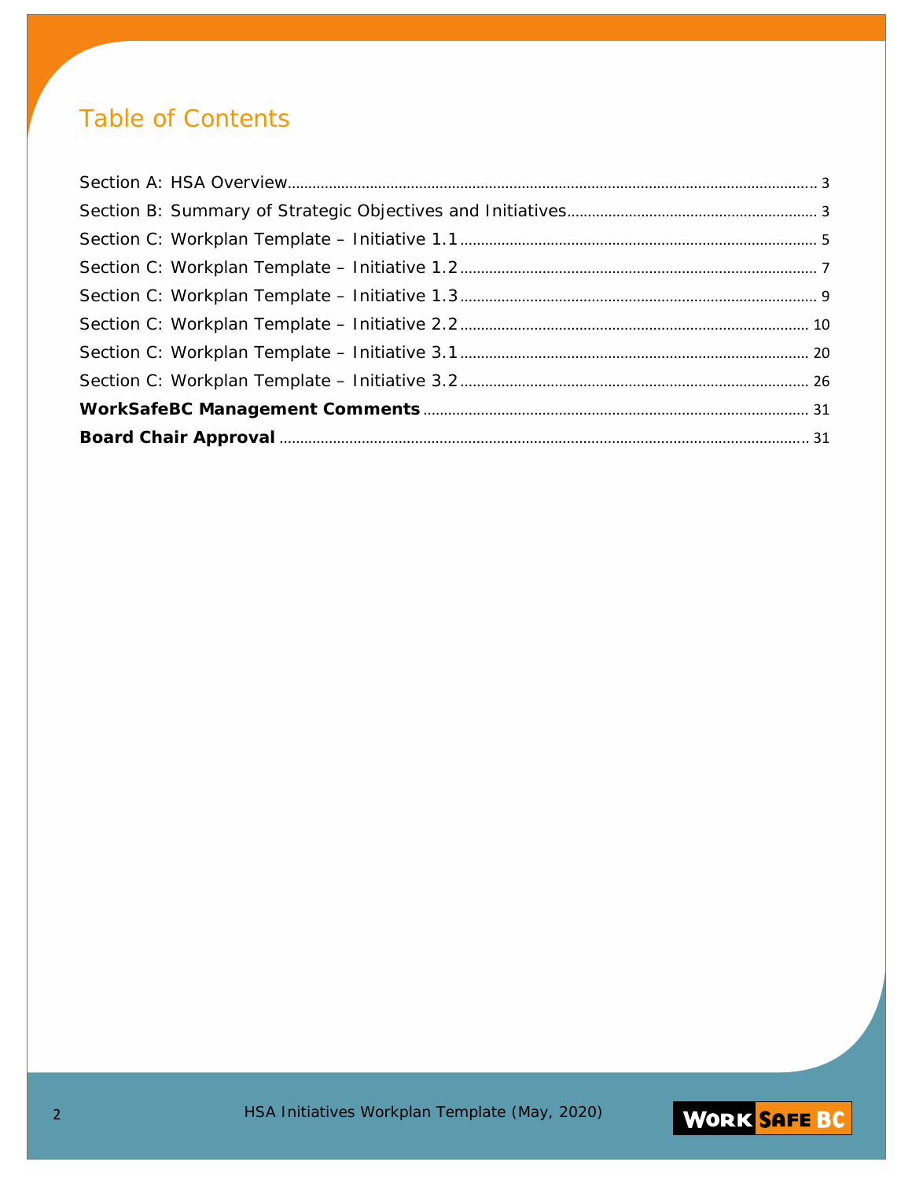# Table of Contents

Section A: HSA Overview ........................................................................................................ 3

Section B: Summary of Strategic Objectives and Initiatives ................................................ 3

Section C: Workplan Template – Initiative 1.1 ...................................................................... 5

Section C: Workplan Template – Initiative 1.2 ...................................................................... 7

Section C: Workplan Template – Initiative 1.3 ...................................................................... 9

Section C: Workplan Template – Initiative 2.2 ...................................................................... 10

Section C: Workplan Template – Initiative 3.1 ...................................................................... 20

Section C: Workplan Template – Initiative 3.2 ...................................................................... 26

**WorkSafeBC Management Comments** ................................................................................ 31

**Board Chair Approval** ............................................................................................................ 31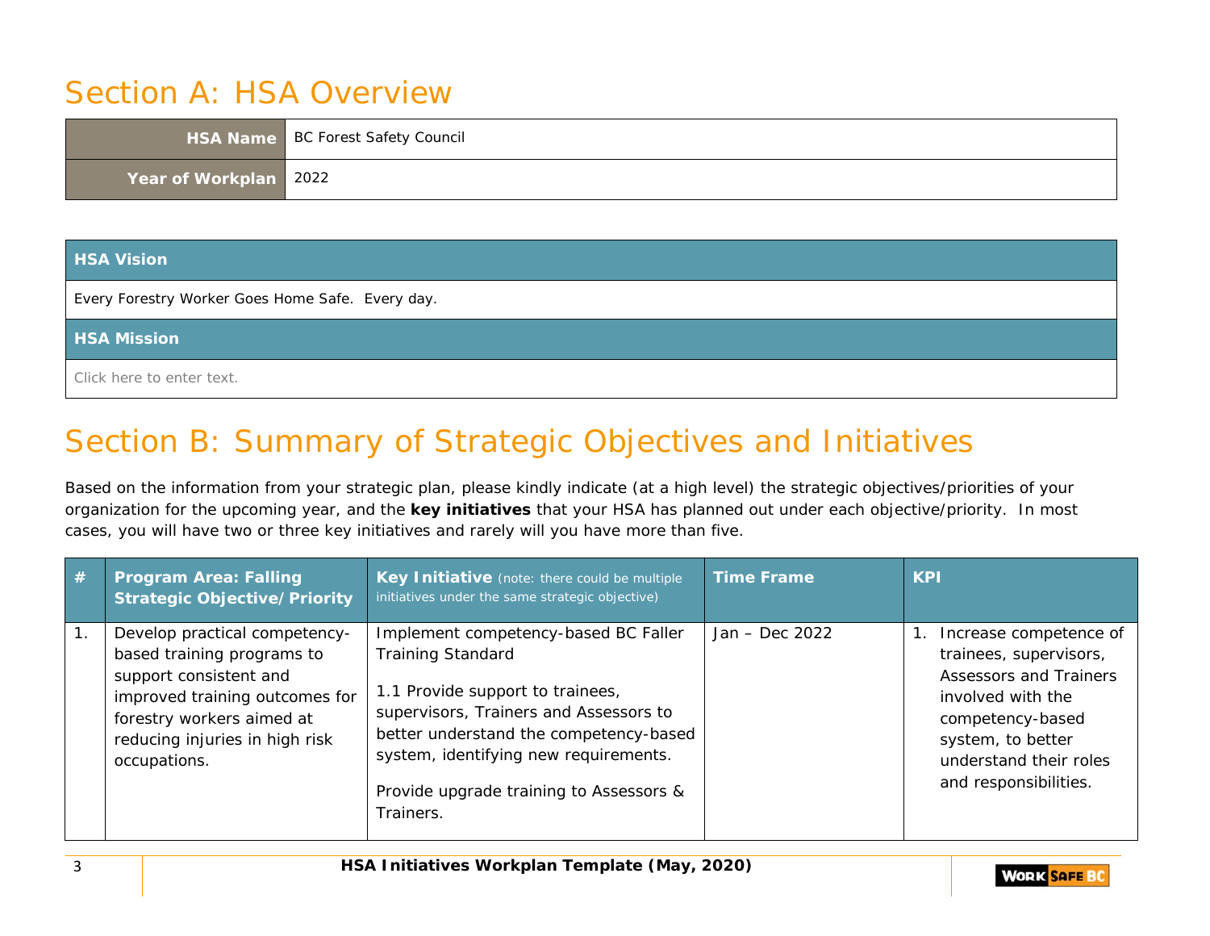# Section A: HSA Overview

| HSA Name | BC Forest Safety Council |
|---|---|
| Year of Workplan | 2022 |

| HSA Vision |
|---|
| Every Forestry Worker Goes Home Safe. Every day. |
| **HSA Mission** |
| Click here to enter text. |

# Section B: Summary of Strategic Objectives and Initiatives

Based on the information from your strategic plan, please kindly indicate (at a high level) the strategic objectives/priorities of your organization for the upcoming year, and the **key initiatives** that your HSA has planned out under each objective/priority. In most cases, you will have two or three key initiatives and rarely will you have more than five.

| # | Program Area: Falling Strategic Objective/Priority | Key Initiative (note: there could be multiple initiatives under the same strategic objective) | Time Frame | KPI |
|---|---|---|---|---|
| 1. | Develop practical competency-based training programs to support consistent and improved training outcomes for forestry workers aimed at reducing injuries in high risk occupations. | Implement competency-based BC Faller Training Standard<br><br>1.1 Provide support to trainees, supervisors, Trainers and Assessors to better understand the competency-based system, identifying new requirements.<br><br>Provide upgrade training to Assessors & Trainers. | Jan – Dec 2022 | 1. Increase competence of trainees, supervisors, Assessors and Trainers involved with the competency-based system, to better understand their roles and responsibilities. |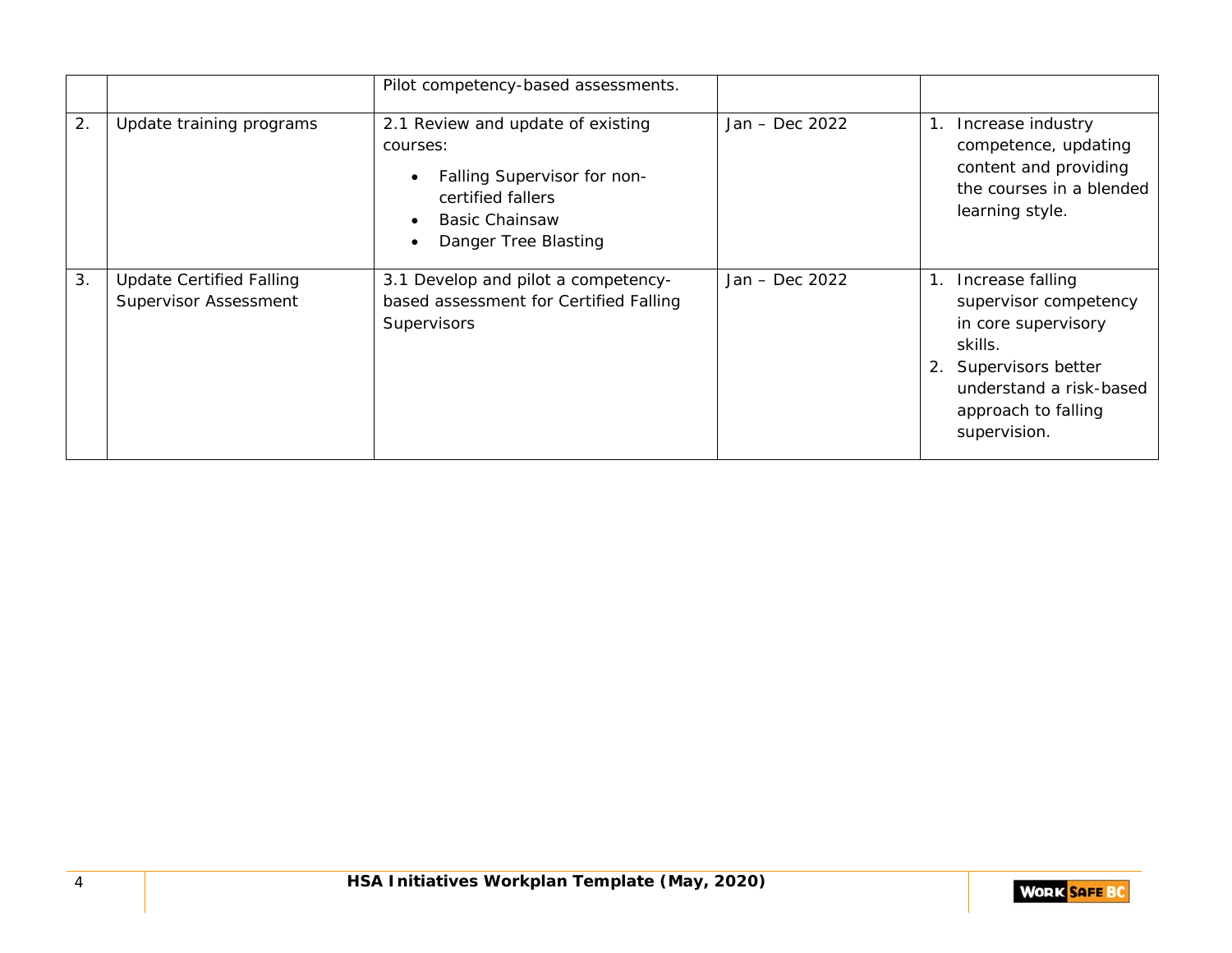| | | | | |
|---|---|---|---|---|
| | | Pilot competency-based assessments. | | |
| 2. | Update training programs | 2.1 Review and update of existing courses:<br>• Falling Supervisor for non-certified fallers<br>• Basic Chainsaw<br>• Danger Tree Blasting | Jan – Dec 2022 | 1. Increase industry competence, updating content and providing the courses in a blended learning style. |
| 3. | Update Certified Falling Supervisor Assessment | 3.1 Develop and pilot a competency-based assessment for Certified Falling Supervisors | Jan – Dec 2022 | 1. Increase falling supervisor competency in core supervisory skills.<br>2. Supervisors better understand a risk-based approach to falling supervision. |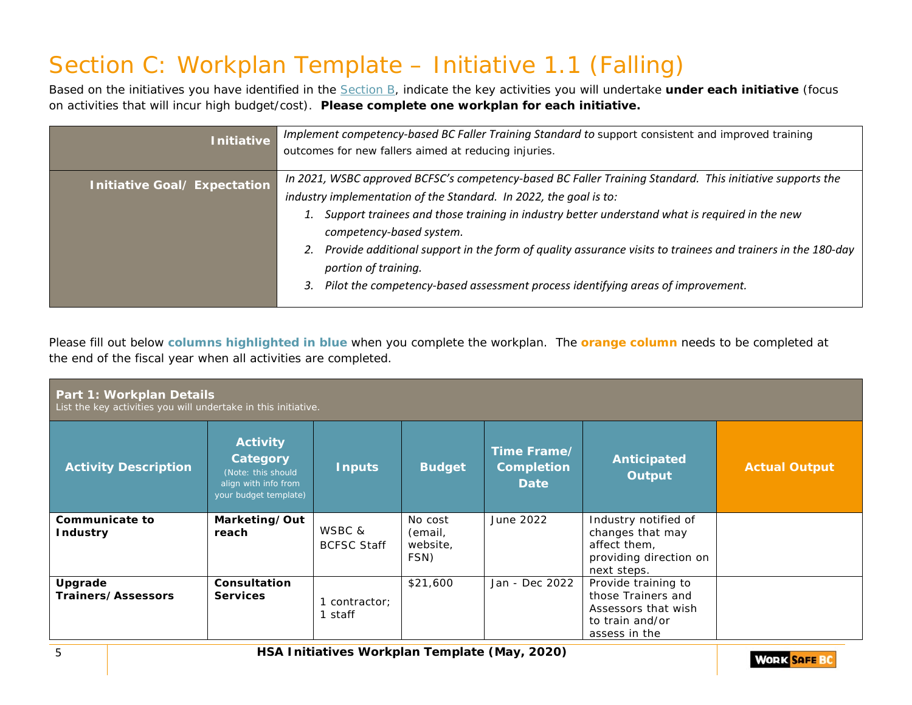# Section C: Workplan Template – Initiative 1.1 (Falling)

Based on the initiatives you have identified in the Section B, indicate the key activities you will undertake **under each initiative** (focus on activities that will incur high budget/cost). **Please complete one workplan for each initiative.**

| | |
|---|---|
| **Initiative** | *Implement competency-based BC Faller Training Standard to* support consistent and improved training outcomes for new fallers aimed at reducing injuries. |
| **Initiative Goal/ Expectation** | *In 2021, WSBC approved BCFSC's competency-based BC Faller Training Standard. This initiative supports the industry implementation of the Standard. In 2022, the goal is to:*<br>*1. Support trainees and those training in industry better understand what is required in the new competency-based system.*<br>*2. Provide additional support in the form of quality assurance visits to trainees and trainers in the 180-day portion of training.*<br>*3. Pilot the competency-based assessment process identifying areas of improvement.* |

Please fill out below **columns highlighted in blue** when you complete the workplan. The **orange column** needs to be completed at the end of the fiscal year when all activities are completed.

**Part 1: Workplan Details**
List the key activities you will undertake in this initiative.

| Activity Description | Activity Category (Note: this should align with info from your budget template) | Inputs | Budget | Time Frame/ Completion Date | Anticipated Output | Actual Output |
|---|---|---|---|---|---|---|
| **Communicate to Industry** | **Marketing/Outreach** | WSBC & BCFSC Staff | No cost (email, website, FSN) | June 2022 | Industry notified of changes that may affect them, providing direction on next steps. | |
| **Upgrade Trainers/Assessors** | **Consultation Services** | 1 contractor; 1 staff | $21,600 | Jan - Dec 2022 | Provide training to those Trainers and Assessors that wish to train and/or assess in the | |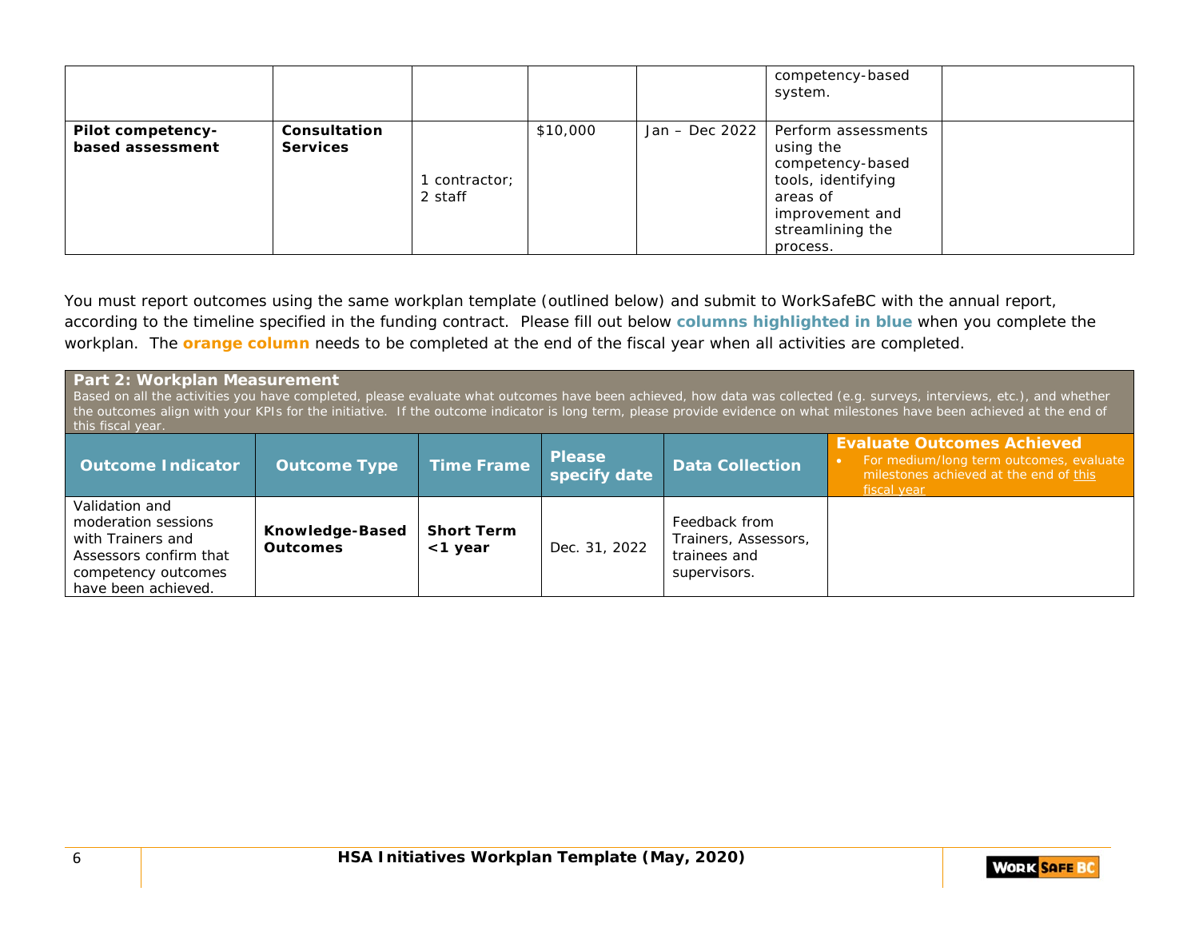| | | | | | | |
|---|---|---|---|---|---|---|
| | | | | | competency-based system. | |
| **Pilot competency-based assessment** | **Consultation Services** | 1 contractor; 2 staff | $10,000 | Jan – Dec 2022 | Perform assessments using the competency-based tools, identifying areas of improvement and streamlining the process. | |

You must report outcomes using the same workplan template (outlined below) and submit to WorkSafeBC with the annual report, according to the timeline specified in the funding contract. Please fill out below **columns highlighted in blue** when you complete the workplan. The **orange column** needs to be completed at the end of the fiscal year when all activities are completed.

**Part 2: Workplan Measurement**

Based on all the activities you have completed, please evaluate what outcomes have been achieved, how data was collected (e.g. surveys, interviews, etc.), and whether the outcomes align with your KPIs for the initiative. If the outcome indicator is long term, please provide evidence on what milestones have been achieved at the end of this fiscal year.

| Outcome Indicator | Outcome Type | Time Frame | Please specify date | Data Collection | Evaluate Outcomes Achieved<br>• For medium/long term outcomes, evaluate milestones achieved at the end of this fiscal year |
|---|---|---|---|---|---|
| Validation and moderation sessions with Trainers and Assessors confirm that competency outcomes have been achieved. | **Knowledge-Based Outcomes** | **Short Term <1 year** | Dec. 31, 2022 | Feedback from Trainers, Assessors, trainees and supervisors. | |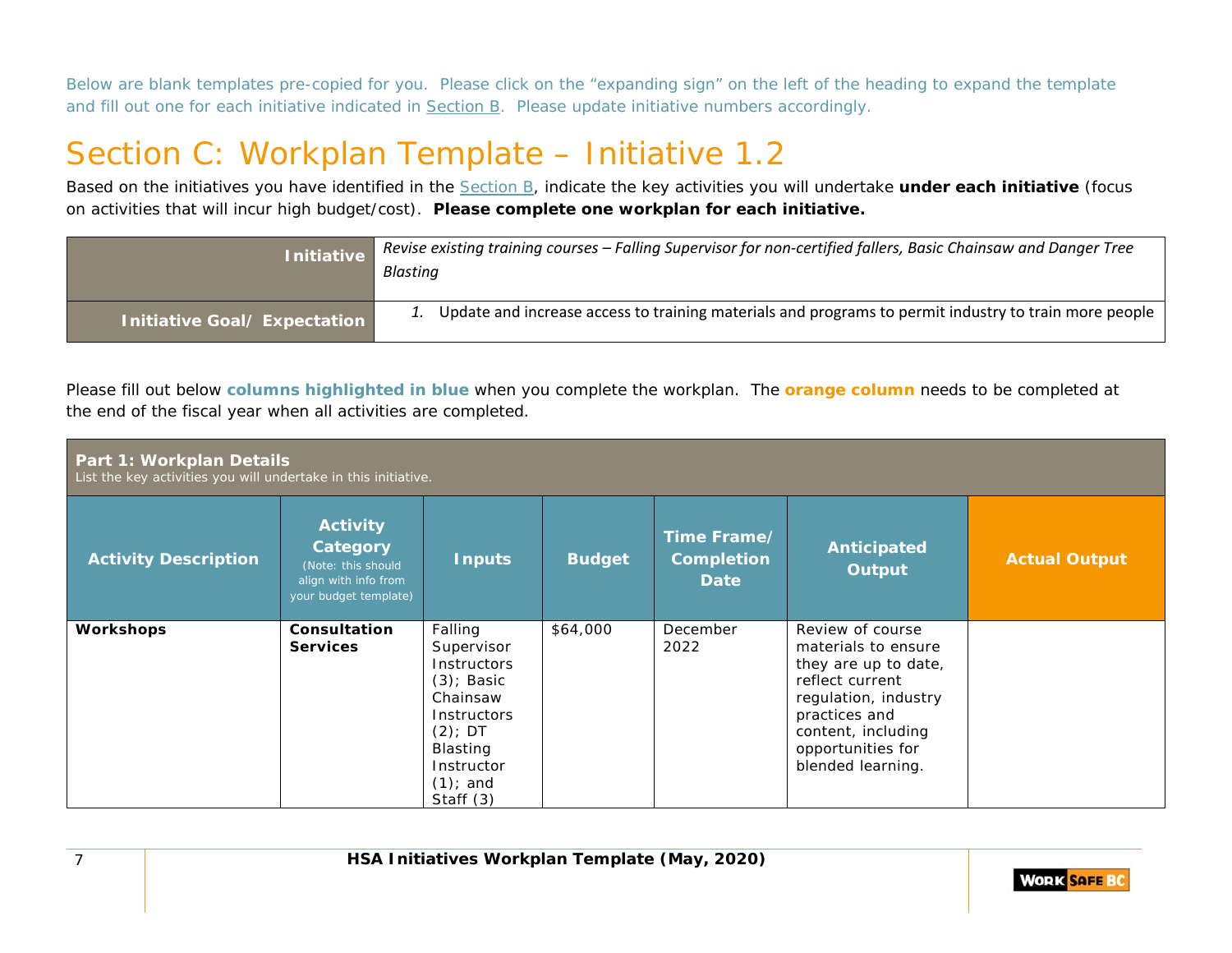Below are blank templates pre-copied for you. Please click on the "expanding sign" on the left of the heading to expand the template and fill out one for each initiative indicated in Section B. Please update initiative numbers accordingly.

# Section C: Workplan Template – Initiative 1.2

Based on the initiatives you have identified in the Section B, indicate the key activities you will undertake **under each initiative** (focus on activities that will incur high budget/cost). **Please complete one workplan for each initiative.**

| | |
|---|---|
| **Initiative** | *Revise existing training courses – Falling Supervisor for non-certified fallers, Basic Chainsaw and Danger Tree Blasting* |
| **Initiative Goal/ Expectation** | 1. Update and increase access to training materials and programs to permit industry to train more people |

Please fill out below **columns highlighted in blue** when you complete the workplan. The **orange column** needs to be completed at the end of the fiscal year when all activities are completed.

**Part 1: Workplan Details**
List the key activities you will undertake in this initiative.

| Activity Description | Activity Category (Note: this should align with info from your budget template) | Inputs | Budget | Time Frame/ Completion Date | Anticipated Output | Actual Output |
|---|---|---|---|---|---|---|
| **Workshops** | **Consultation Services** | Falling Supervisor Instructors (3); Basic Chainsaw Instructors (2); DT Blasting Instructor (1); and Staff (3) | $64,000 | December 2022 | Review of course materials to ensure they are up to date, reflect current regulation, industry practices and content, including opportunities for blended learning. | |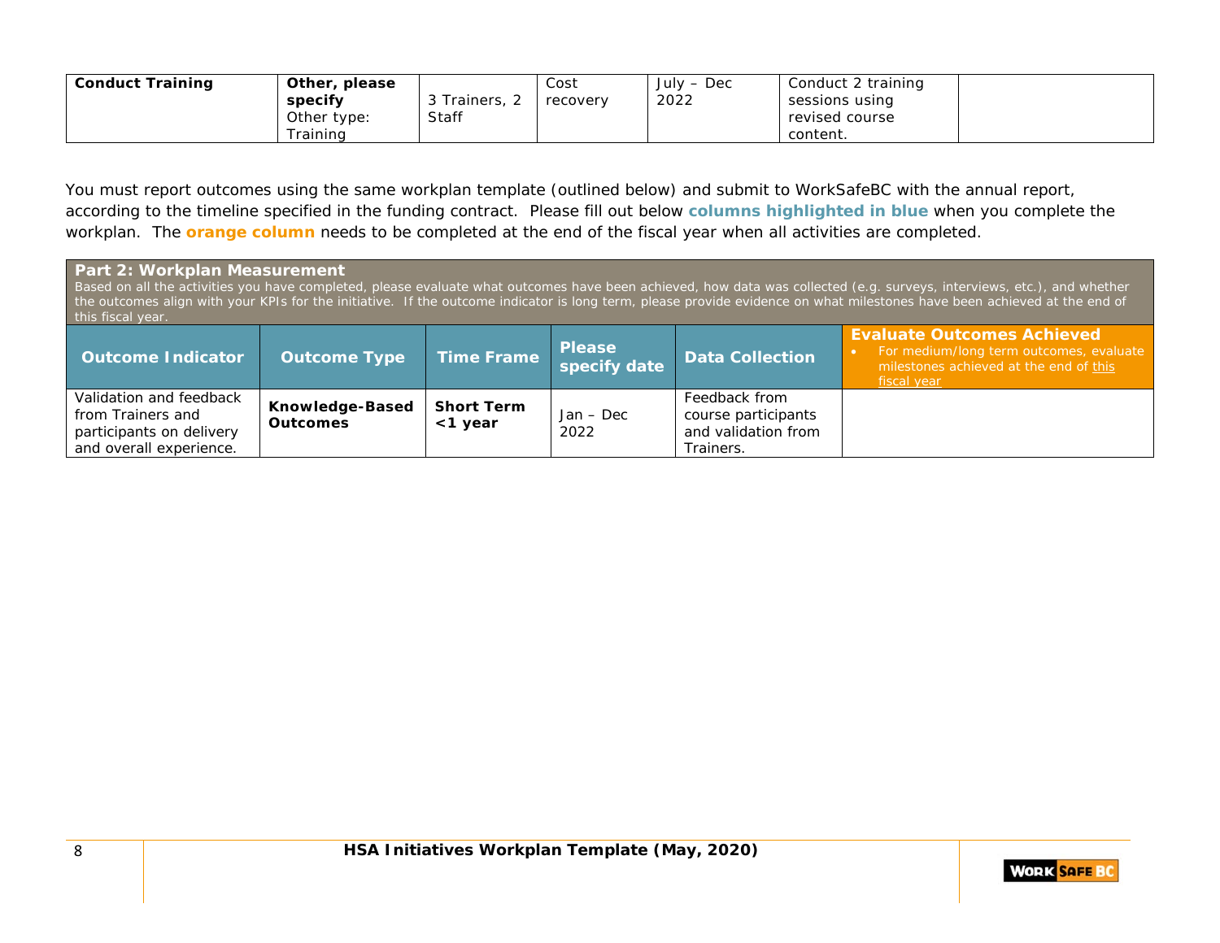| **Conduct Training** | **Other, please specify** Other type: Training | 3 Trainers, 2 Staff | Cost recovery | July – Dec 2022 | Conduct 2 training sessions using revised course content. | |
|---|---|---|---|---|---|---|

You must report outcomes using the same workplan template (outlined below) and submit to WorkSafeBC with the annual report, according to the timeline specified in the funding contract. Please fill out below **columns highlighted in blue** when you complete the workplan. The **orange column** needs to be completed at the end of the fiscal year when all activities are completed.

## Part 2: Workplan Measurement

Based on all the activities you have completed, please evaluate what outcomes have been achieved, how data was collected (e.g. surveys, interviews, etc.), and whether the outcomes align with your KPIs for the initiative. If the outcome indicator is long term, please provide evidence on what milestones have been achieved at the end of this fiscal year.

| Outcome Indicator | Outcome Type | Time Frame | Please specify date | Data Collection | Evaluate Outcomes Achieved<br>• For medium/long term outcomes, evaluate milestones achieved at the end of this fiscal year |
|---|---|---|---|---|---|
| Validation and feedback from Trainers and participants on delivery and overall experience. | **Knowledge-Based Outcomes** | **Short Term <1 year** | Jan – Dec 2022 | Feedback from course participants and validation from Trainers. | |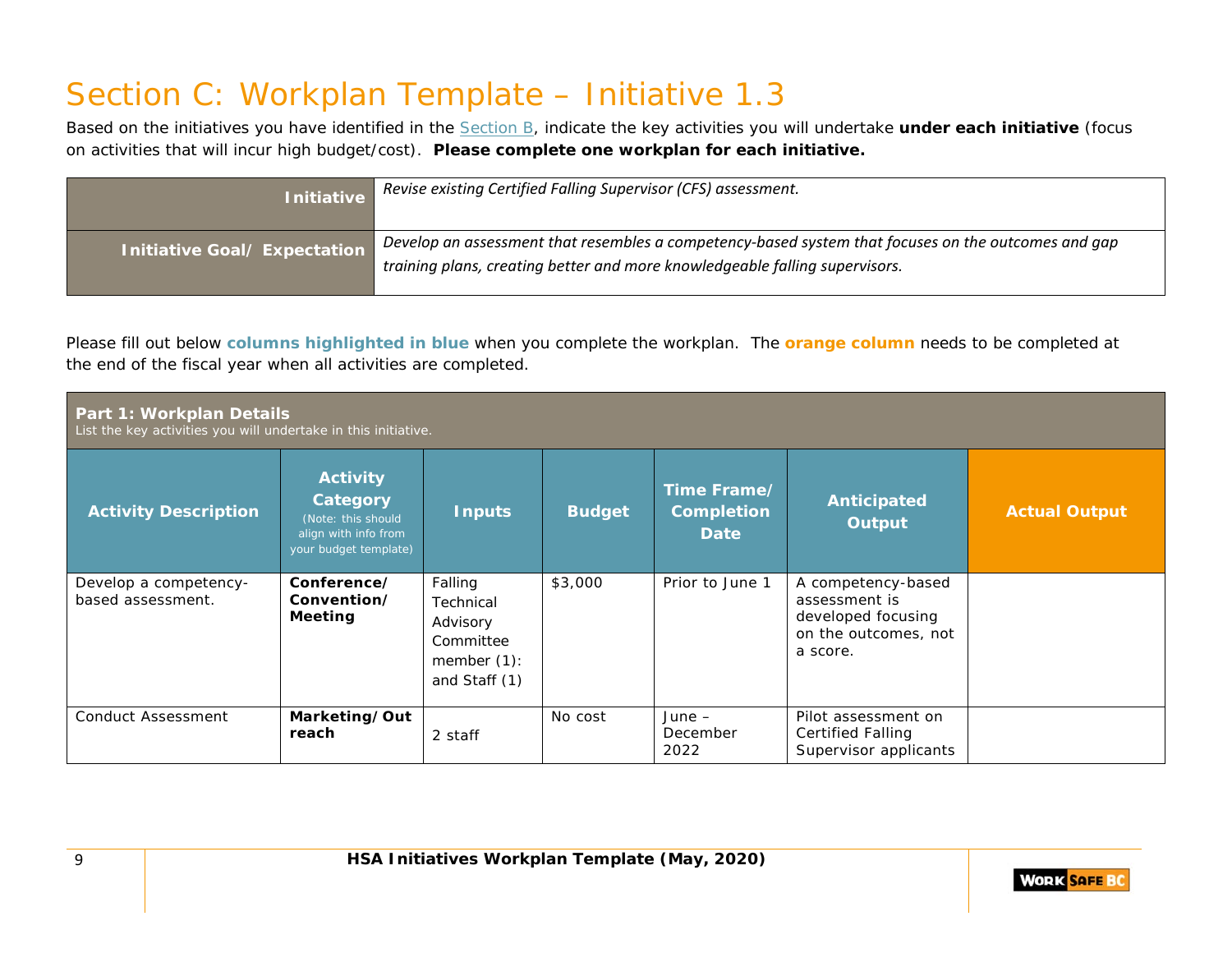# Section C: Workplan Template – Initiative 1.3

Based on the initiatives you have identified in the Section B, indicate the key activities you will undertake **under each initiative** (focus on activities that will incur high budget/cost). **Please complete one workplan for each initiative.**

| **Initiative** | *Revise existing Certified Falling Supervisor (CFS) assessment.* |
|---|---|
| **Initiative Goal/ Expectation** | *Develop an assessment that resembles a competency-based system that focuses on the outcomes and gap training plans, creating better and more knowledgeable falling supervisors.* |

Please fill out below **columns highlighted in blue** when you complete the workplan. The **orange column** needs to be completed at the end of the fiscal year when all activities are completed.

**Part 1: Workplan Details**
List the key activities you will undertake in this initiative.

| Activity Description | Activity Category (Note: this should align with info from your budget template) | Inputs | Budget | Time Frame/ Completion Date | Anticipated Output | Actual Output |
|---|---|---|---|---|---|---|
| Develop a competency-based assessment. | **Conference/ Convention/ Meeting** | Falling Technical Advisory Committee member (1): and Staff (1) | $3,000 | Prior to June 1 | A competency-based assessment is developed focusing on the outcomes, not a score. | |
| Conduct Assessment | **Marketing/Outreach** | 2 staff | No cost | June – December 2022 | Pilot assessment on Certified Falling Supervisor applicants | |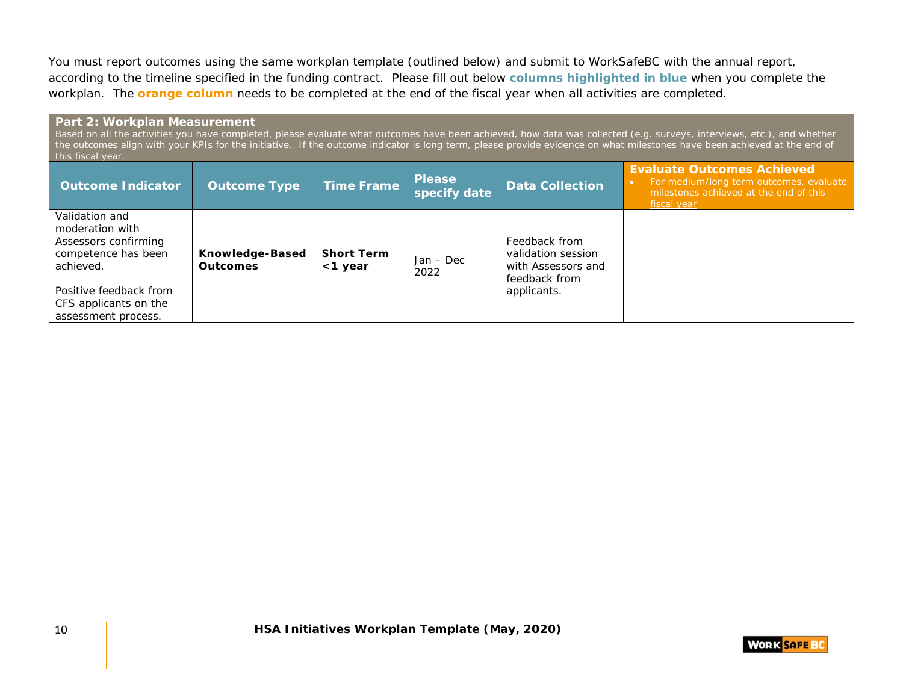You must report outcomes using the same workplan template (outlined below) and submit to WorkSafeBC with the annual report, according to the timeline specified in the funding contract. Please fill out below **columns highlighted in blue** when you complete the workplan. The **orange column** needs to be completed at the end of the fiscal year when all activities are completed.

**Part 2: Workplan Measurement**

Based on all the activities you have completed, please evaluate what outcomes have been achieved, how data was collected (e.g. surveys, interviews, etc.), and whether the outcomes align with your KPIs for the initiative. If the outcome indicator is long term, please provide evidence on what milestones have been achieved at the end of this fiscal year.

| Outcome Indicator | Outcome Type | Time Frame | Please specify date | Data Collection | Evaluate Outcomes Achieved<br>• For medium/long term outcomes, evaluate milestones achieved at the end of this fiscal year |
|---|---|---|---|---|---|
| Validation and moderation with Assessors confirming competence has been achieved.<br><br>Positive feedback from CFS applicants on the assessment process. | **Knowledge-Based Outcomes** | **Short Term <1 year** | Jan – Dec 2022 | Feedback from validation session with Assessors and feedback from applicants. | |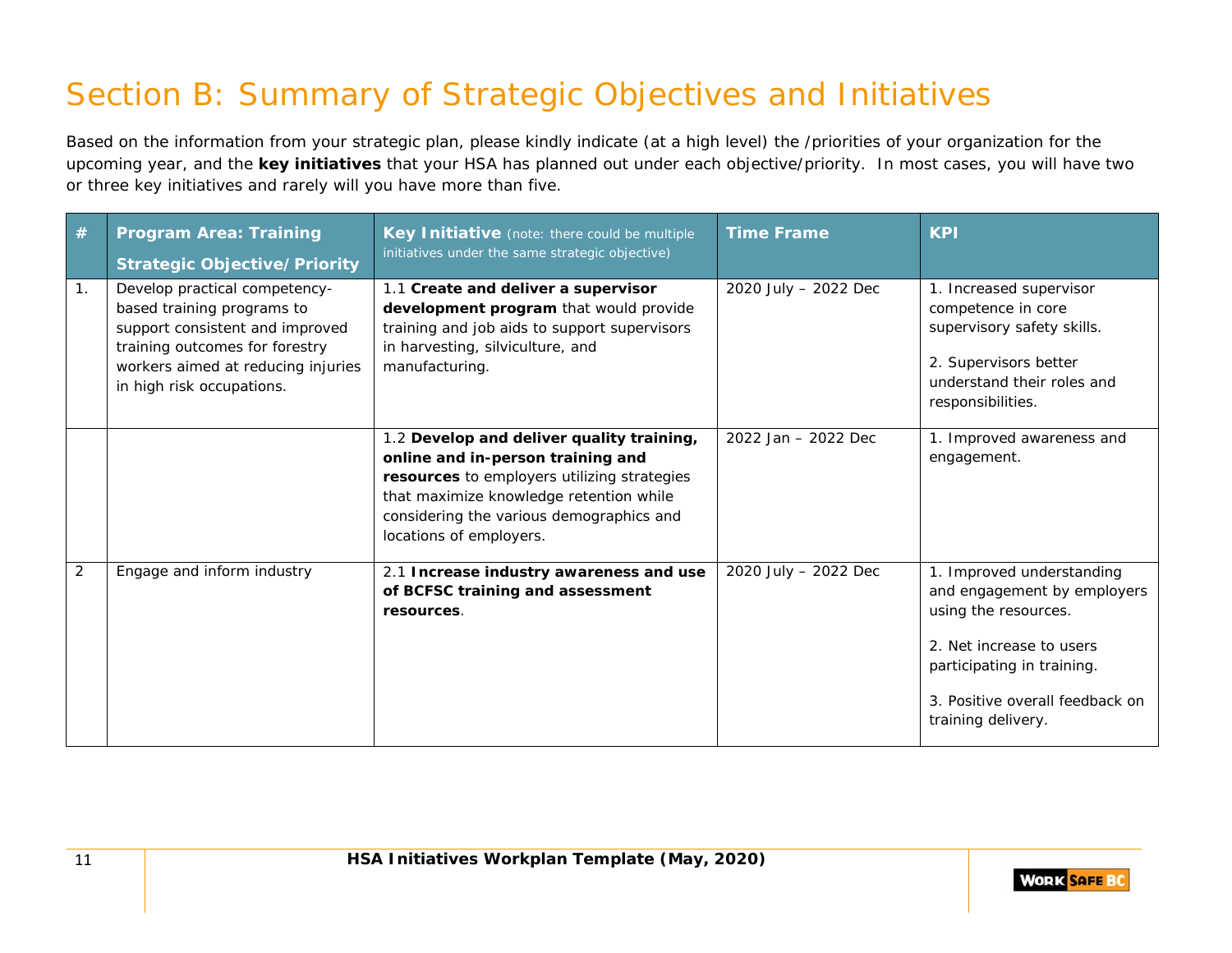# Section B: Summary of Strategic Objectives and Initiatives

Based on the information from your strategic plan, please kindly indicate (at a high level) the /priorities of your organization for the upcoming year, and the **key initiatives** that your HSA has planned out under each objective/priority. In most cases, you will have two or three key initiatives and rarely will you have more than five.

| # | Program Area: Training<br>Strategic Objective/Priority | Key Initiative (note: there could be multiple initiatives under the same strategic objective) | Time Frame | KPI |
|---|---|---|---|---|
| 1. | Develop practical competency-based training programs to support consistent and improved training outcomes for forestry workers aimed at reducing injuries in high risk occupations. | 1.1 **Create and deliver a supervisor development program** that would provide training and job aids to support supervisors in harvesting, silviculture, and manufacturing. | 2020 July – 2022 Dec | 1. Increased supervisor competence in core supervisory safety skills.<br>2. Supervisors better understand their roles and responsibilities. |
| | | 1.2 **Develop and deliver quality training, online and in-person training and resources** to employers utilizing strategies that maximize knowledge retention while considering the various demographics and locations of employers. | 2022 Jan – 2022 Dec | 1. Improved awareness and engagement. |
| 2 | Engage and inform industry | 2.1 **Increase industry awareness and use of BCFSC training and assessment resources**. | 2020 July – 2022 Dec | 1. Improved understanding and engagement by employers using the resources.<br>2. Net increase to users participating in training.<br>3. Positive overall feedback on training delivery. |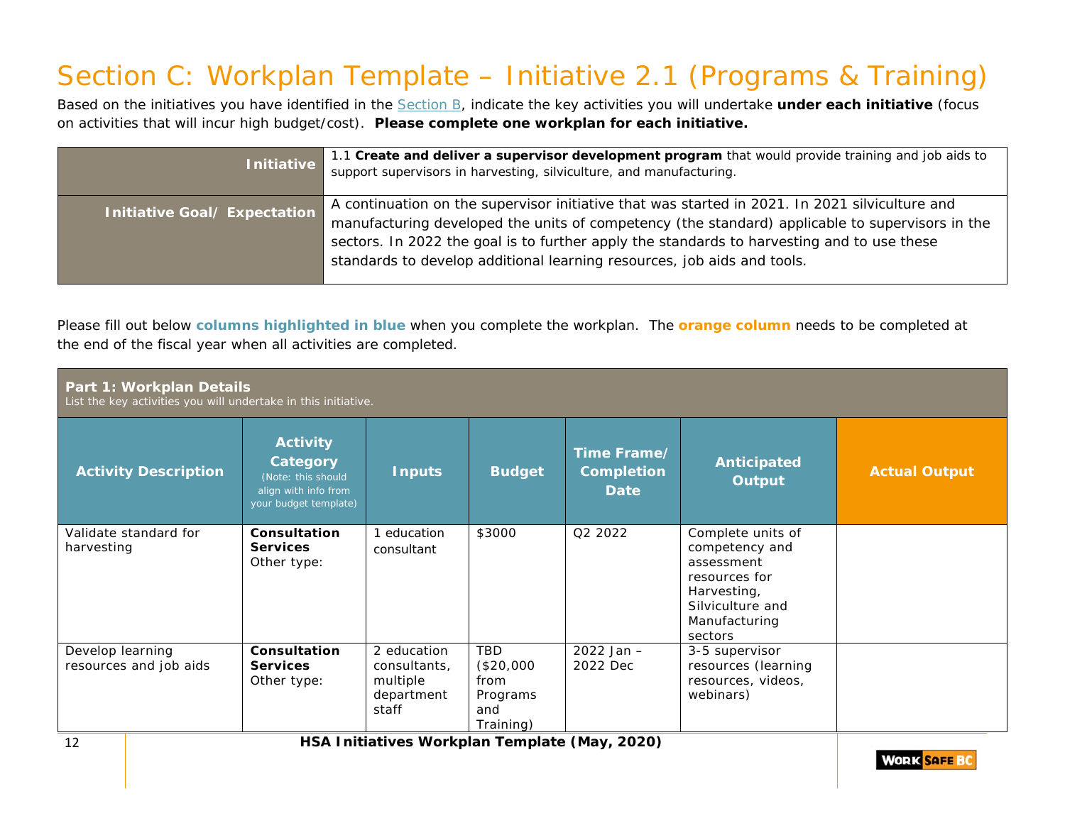# Section C: Workplan Template – Initiative 2.1 (Programs & Training)

Based on the initiatives you have identified in the Section B, indicate the key activities you will undertake **under each initiative** (focus on activities that will incur high budget/cost). **Please complete one workplan for each initiative.**

| **Initiative** | 1.1 **Create and deliver a supervisor development program** that would provide training and job aids to support supervisors in harvesting, silviculture, and manufacturing. |
|---|---|
| **Initiative Goal/ Expectation** | A continuation on the supervisor initiative that was started in 2021. In 2021 silviculture and manufacturing developed the units of competency (the standard) applicable to supervisors in the sectors. In 2022 the goal is to further apply the standards to harvesting and to use these standards to develop additional learning resources, job aids and tools. |

Please fill out below **columns highlighted in blue** when you complete the workplan. The **orange column** needs to be completed at the end of the fiscal year when all activities are completed.

**Part 1: Workplan Details**
List the key activities you will undertake in this initiative.

| Activity Description | Activity Category (Note: this should align with info from your budget template) | Inputs | Budget | Time Frame/ Completion Date | Anticipated Output | Actual Output |
|---|---|---|---|---|---|---|
| Validate standard for harvesting | **Consultation Services** Other type: | 1 education consultant | $3000 | Q2 2022 | Complete units of competency and assessment resources for Harvesting, Silviculture and Manufacturing sectors | |
| Develop learning resources and job aids | **Consultation Services** Other type: | 2 education consultants, multiple department staff | TBD ($20,000 from Programs and Training) | 2022 Jan – 2022 Dec | 3-5 supervisor resources (learning resources, videos, webinars) | |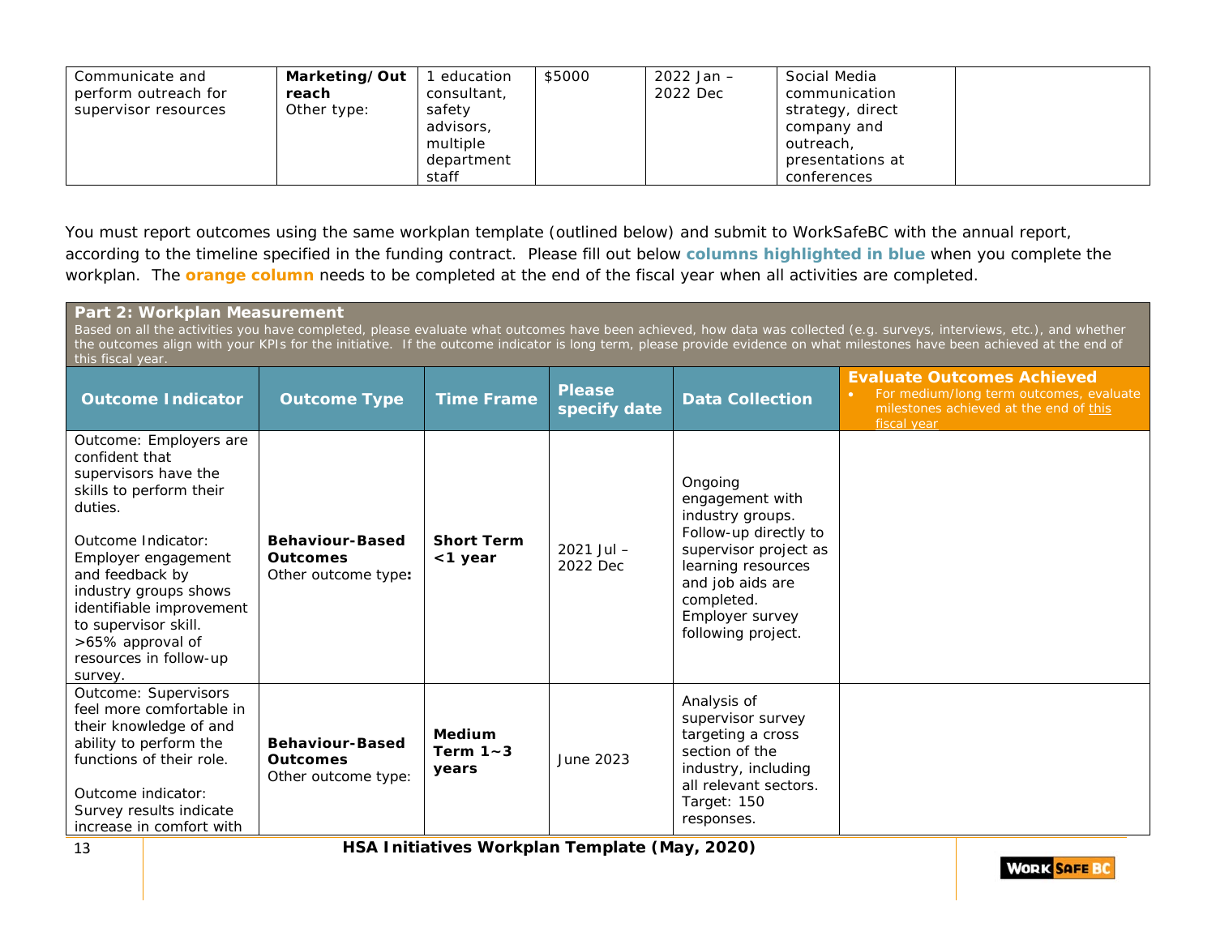| Communicate and perform outreach for supervisor resources | **Marketing/Outreach** Other type: | 1 education consultant, safety advisors, multiple department staff | $5000 | 2022 Jan – 2022 Dec | Social Media communication strategy, direct company and outreach, presentations at conferences | |
|---|---|---|---|---|---|---|

You must report outcomes using the same workplan template (outlined below) and submit to WorkSafeBC with the annual report, according to the timeline specified in the funding contract. Please fill out below **columns highlighted in blue** when you complete the workplan. The **orange column** needs to be completed at the end of the fiscal year when all activities are completed.

**Part 2: Workplan Measurement**

Based on all the activities you have completed, please evaluate what outcomes have been achieved, how data was collected (e.g. surveys, interviews, etc.), and whether the outcomes align with your KPIs for the initiative. If the outcome indicator is long term, please provide evidence on what milestones have been achieved at the end of this fiscal year.

| Outcome Indicator | Outcome Type | Time Frame | Please specify date | Data Collection | Evaluate Outcomes Achieved<br>• For medium/long term outcomes, evaluate milestones achieved at the end of this fiscal year |
|---|---|---|---|---|---|
| Outcome: Employers are confident that supervisors have the skills to perform their duties.<br><br>Outcome Indicator: Employer engagement and feedback by industry groups shows identifiable improvement to supervisor skill. >65% approval of resources in follow-up survey. | **Behaviour-Based Outcomes** Other outcome type: | **Short Term <1 year** | 2021 Jul – 2022 Dec | Ongoing engagement with industry groups. Follow-up directly to supervisor project as learning resources and job aids are completed. Employer survey following project. | |
| Outcome: Supervisors feel more comfortable in their knowledge of and ability to perform the functions of their role.<br><br>Outcome indicator: Survey results indicate increase in comfort with | **Behaviour-Based Outcomes** Other outcome type: | **Medium Term 1~3 years** | June 2023 | Analysis of supervisor survey targeting a cross section of the industry, including all relevant sectors. Target: 150 responses. | |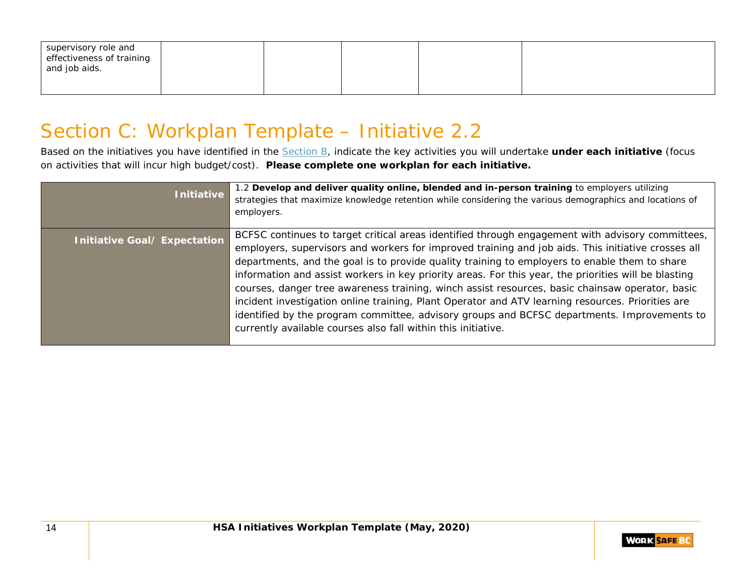| supervisory role and effectiveness of training and job aids. | | | | | |
|---|---|---|---|---|---|

# Section C: Workplan Template – Initiative 2.2

Based on the initiatives you have identified in the Section B, indicate the key activities you will undertake **under each initiative** (focus on activities that will incur high budget/cost). **Please complete one workplan for each initiative.**

| | |
|---|---|
| **Initiative** | 1.2 **Develop and deliver quality online, blended and in-person training** to employers utilizing strategies that maximize knowledge retention while considering the various demographics and locations of employers. |
| **Initiative Goal/ Expectation** | BCFSC continues to target critical areas identified through engagement with advisory committees, employers, supervisors and workers for improved training and job aids. This initiative crosses all departments, and the goal is to provide quality training to employers to enable them to share information and assist workers in key priority areas. For this year, the priorities will be blasting courses, danger tree awareness training, winch assist resources, basic chainsaw operator, basic incident investigation online training, Plant Operator and ATV learning resources. Priorities are identified by the program committee, advisory groups and BCFSC departments. Improvements to currently available courses also fall within this initiative. |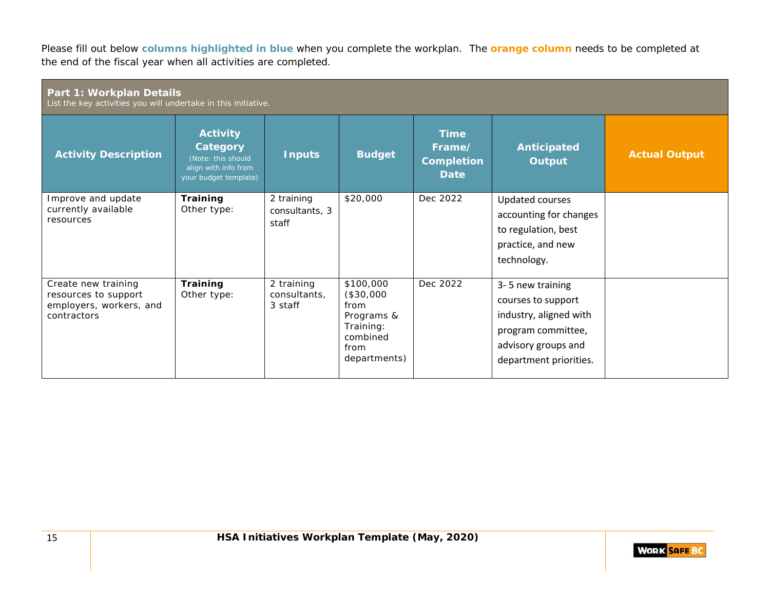Please fill out below **columns highlighted in blue** when you complete the workplan. The **orange column** needs to be completed at the end of the fiscal year when all activities are completed.

**Part 1: Workplan Details**
List the key activities you will undertake in this initiative.

| Activity Description | Activity Category (Note: this should align with info from your budget template) | Inputs | Budget | Time Frame/ Completion Date | Anticipated Output | Actual Output |
|---|---|---|---|---|---|---|
| Improve and update currently available resources | **Training** Other type: | 2 training consultants, 3 staff | $20,000 | Dec 2022 | Updated courses accounting for changes to regulation, best practice, and new technology. | |
| Create new training resources to support employers, workers, and contractors | **Training** Other type: | 2 training consultants, 3 staff | $100,000 ($30,000 from Programs & Training: combined from departments) | Dec 2022 | 3- 5 new training courses to support industry, aligned with program committee, advisory groups and department priorities. | |

**HSA Initiatives Workplan Template (May, 2020)**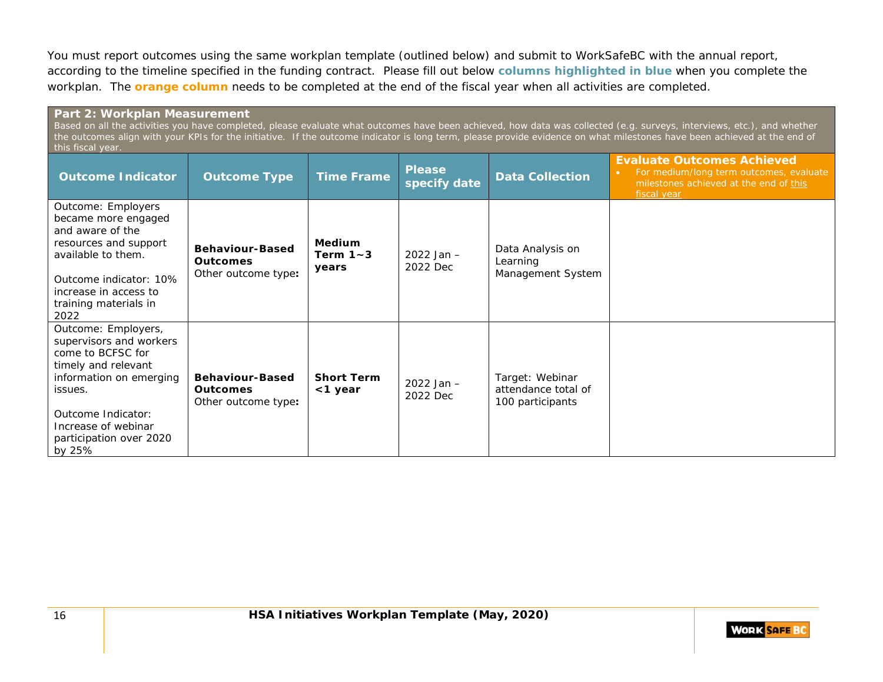You must report outcomes using the same workplan template (outlined below) and submit to WorkSafeBC with the annual report, according to the timeline specified in the funding contract. Please fill out below **columns highlighted in blue** when you complete the workplan. The **orange column** needs to be completed at the end of the fiscal year when all activities are completed.

**Part 2: Workplan Measurement**

Based on all the activities you have completed, please evaluate what outcomes have been achieved, how data was collected (e.g. surveys, interviews, etc.), and whether the outcomes align with your KPIs for the initiative. If the outcome indicator is long term, please provide evidence on what milestones have been achieved at the end of this fiscal year.

| Outcome Indicator | Outcome Type | Time Frame | Please specify date | Data Collection | Evaluate Outcomes Achieved<br>• For medium/long term outcomes, evaluate milestones achieved at the end of this fiscal year |
|---|---|---|---|---|---|
| Outcome: Employers became more engaged and aware of the resources and support available to them.<br><br>Outcome indicator: 10% increase in access to training materials in 2022 | **Behaviour-Based Outcomes**<br>Other outcome type**:** | **Medium Term 1~3 years** | 2022 Jan – 2022 Dec | Data Analysis on Learning Management System | |
| Outcome: Employers, supervisors and workers come to BCFSC for timely and relevant information on emerging issues.<br><br>Outcome Indicator: Increase of webinar participation over 2020 by 25% | **Behaviour-Based Outcomes**<br>Other outcome type**:** | **Short Term <1 year** | 2022 Jan – 2022 Dec | Target: Webinar attendance total of 100 participants | |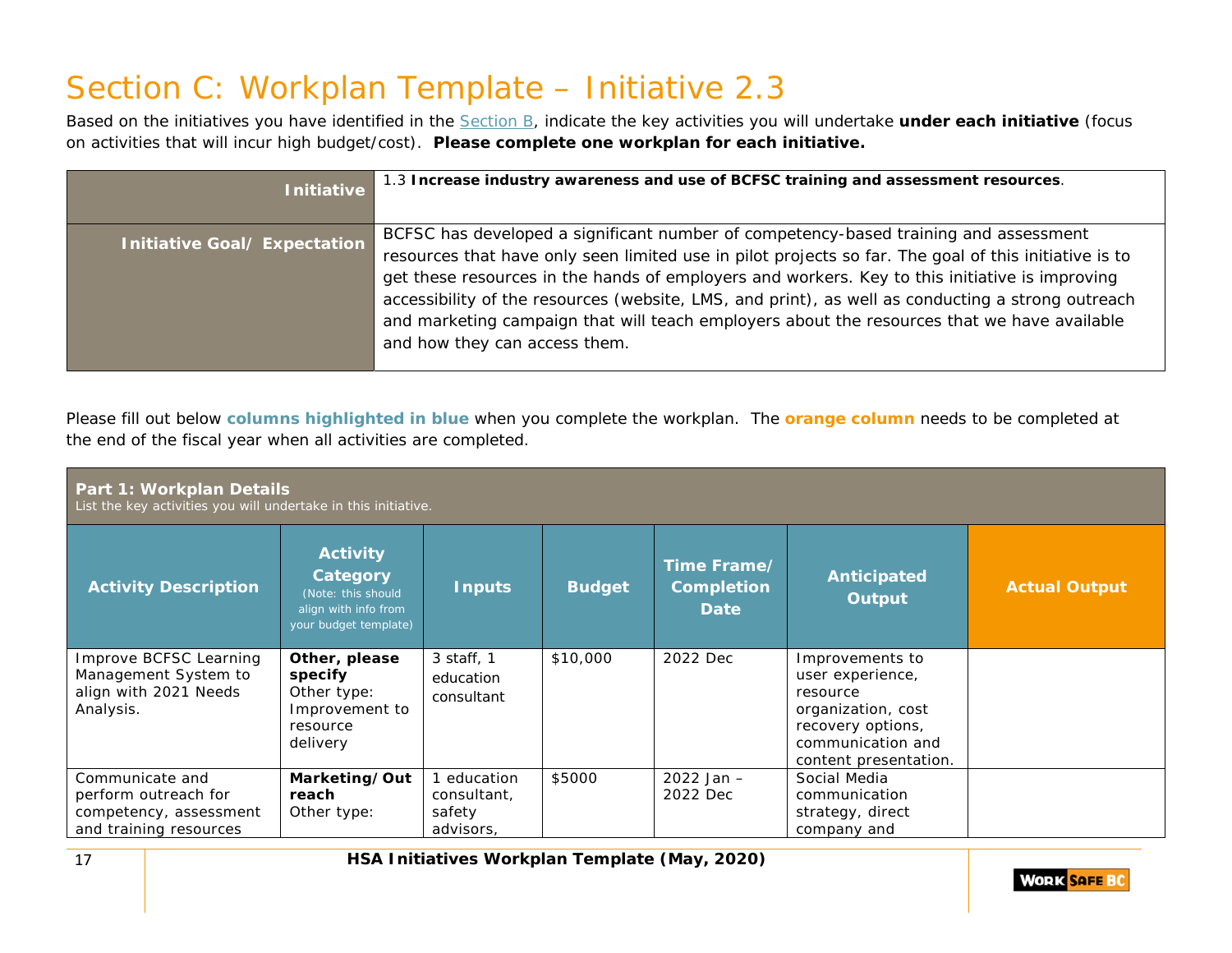# Section C: Workplan Template – Initiative 2.3

Based on the initiatives you have identified in the Section B, indicate the key activities you will undertake **under each initiative** (focus on activities that will incur high budget/cost). **Please complete one workplan for each initiative.**

| | |
|---|---|
| **Initiative** | 1.3 **Increase industry awareness and use of BCFSC training and assessment resources**. |
| **Initiative Goal/ Expectation** | BCFSC has developed a significant number of competency-based training and assessment resources that have only seen limited use in pilot projects so far. The goal of this initiative is to get these resources in the hands of employers and workers. Key to this initiative is improving accessibility of the resources (website, LMS, and print), as well as conducting a strong outreach and marketing campaign that will teach employers about the resources that we have available and how they can access them. |

Please fill out below **columns highlighted in blue** when you complete the workplan. The **orange column** needs to be completed at the end of the fiscal year when all activities are completed.

**Part 1: Workplan Details**
List the key activities you will undertake in this initiative.

| Activity Description | Activity Category (Note: this should align with info from your budget template) | Inputs | Budget | Time Frame/ Completion Date | Anticipated Output | Actual Output |
|---|---|---|---|---|---|---|
| Improve BCFSC Learning Management System to align with 2021 Needs Analysis. | **Other, please specify** Other type: Improvement to resource delivery | 3 staff, 1 education consultant | $10,000 | 2022 Dec | Improvements to user experience, resource organization, cost recovery options, communication and content presentation. | |
| Communicate and perform outreach for competency, assessment and training resources | **Marketing/Outreach** Other type: | 1 education consultant, safety advisors, | $5000 | 2022 Jan – 2022 Dec | Social Media communication strategy, direct company and | |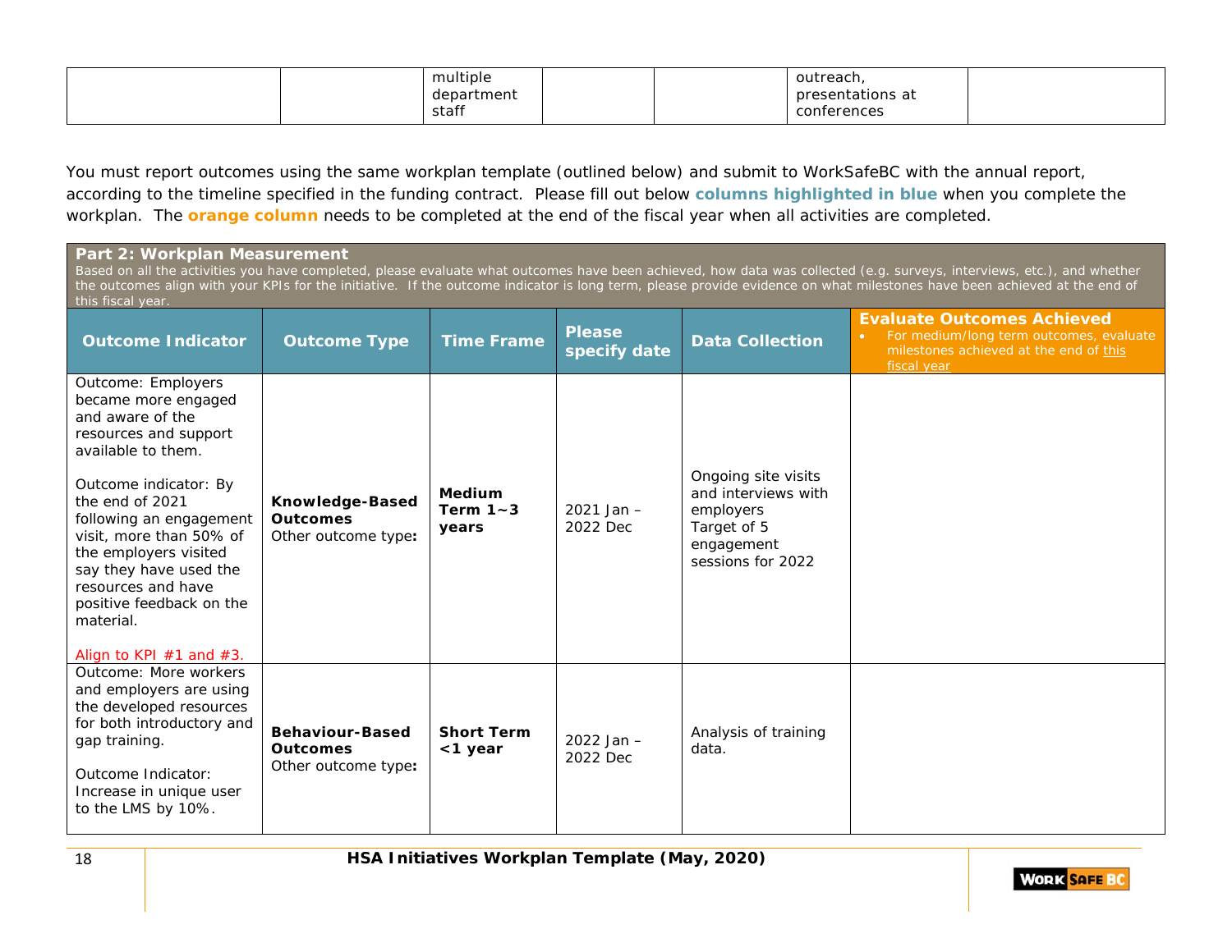| | | multiple department staff | | | outreach, presentations at conferences | |
|---|---|---|---|---|---|---|

You must report outcomes using the same workplan template (outlined below) and submit to WorkSafeBC with the annual report, according to the timeline specified in the funding contract. Please fill out below **columns highlighted in blue** when you complete the workplan. The **orange column** needs to be completed at the end of the fiscal year when all activities are completed.

**Part 2: Workplan Measurement**

Based on all the activities you have completed, please evaluate what outcomes have been achieved, how data was collected (e.g. surveys, interviews, etc.), and whether the outcomes align with your KPIs for the initiative. If the outcome indicator is long term, please provide evidence on what milestones have been achieved at the end of this fiscal year.

| Outcome Indicator | Outcome Type | Time Frame | Please specify date | Data Collection | Evaluate Outcomes Achieved<br>• For medium/long term outcomes, evaluate milestones achieved at the end of this fiscal year |
|---|---|---|---|---|---|
| Outcome: Employers became more engaged and aware of the resources and support available to them.<br><br>Outcome indicator: By the end of 2021 following an engagement visit, more than 50% of the employers visited say they have used the resources and have positive feedback on the material.<br><br>Align to KPI #1 and #3. | **Knowledge-Based Outcomes**<br>Other outcome type: | **Medium Term 1~3 years** | 2021 Jan – 2022 Dec | Ongoing site visits and interviews with employers<br>Target of 5 engagement sessions for 2022 | |
| Outcome: More workers and employers are using the developed resources for both introductory and gap training.<br><br>Outcome Indicator: Increase in unique user to the LMS by 10%. | **Behaviour-Based Outcomes**<br>Other outcome type: | **Short Term <1 year** | 2022 Jan – 2022 Dec | Analysis of training data. | |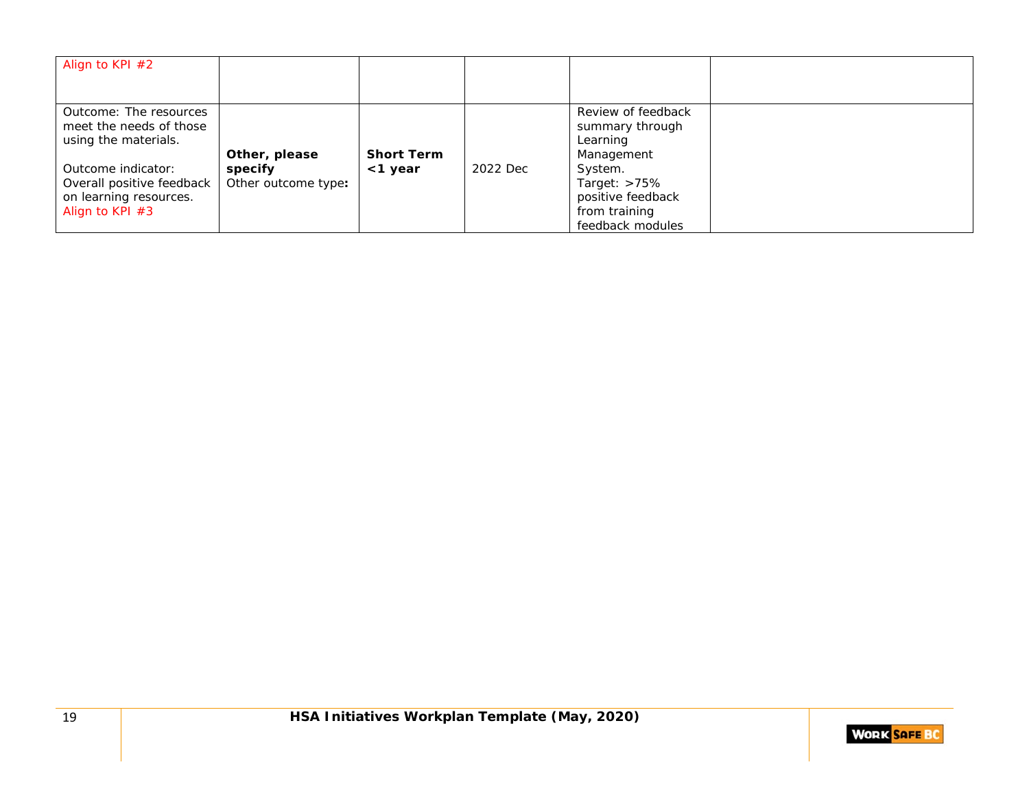| | | | | | |
|---|---|---|---|---|---|
| Align to KPI #2 | | | | | |
| Outcome: The resources meet the needs of those using the materials.<br><br>Outcome indicator: Overall positive feedback on learning resources.<br>Align to KPI #3 | **Other, please specify**<br>Other outcome type**:** | **Short Term <1 year** | 2022 Dec | Review of feedback summary through Learning Management System.<br>Target: >75% positive feedback from training feedback modules | |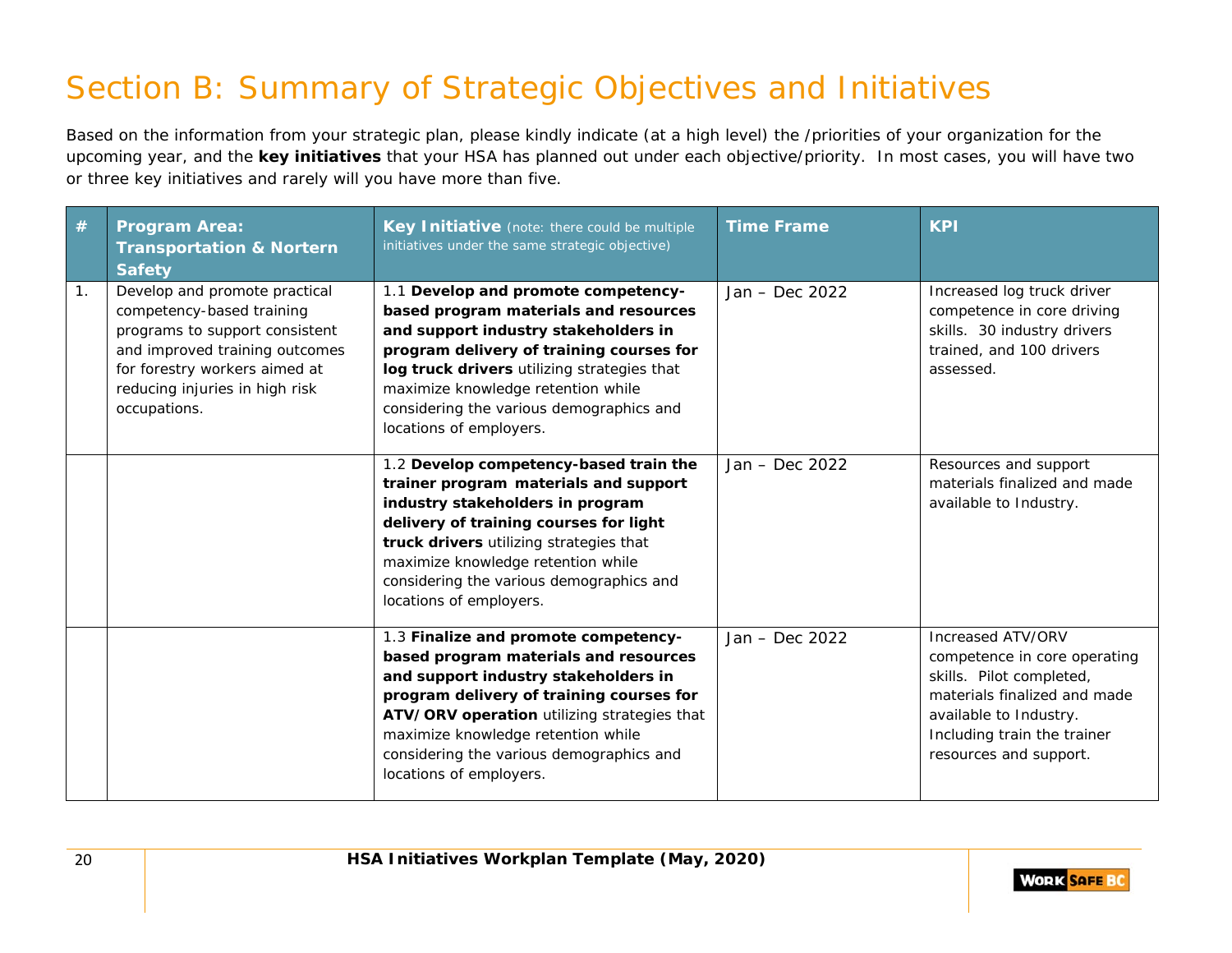# Section B: Summary of Strategic Objectives and Initiatives

Based on the information from your strategic plan, please kindly indicate (at a high level) the /priorities of your organization for the upcoming year, and the **key initiatives** that your HSA has planned out under each objective/priority. In most cases, you will have two or three key initiatives and rarely will you have more than five.

| # | Program Area: Transportation & Nortern Safety | Key Initiative (note: there could be multiple initiatives under the same strategic objective) | Time Frame | KPI |
|---|---|---|---|---|
| 1. | Develop and promote practical competency-based training programs to support consistent and improved training outcomes for forestry workers aimed at reducing injuries in high risk occupations. | 1.1 **Develop and promote competency-based program materials and resources and support industry stakeholders in program delivery of training courses for log truck drivers** utilizing strategies that maximize knowledge retention while considering the various demographics and locations of employers. | Jan – Dec 2022 | Increased log truck driver competence in core driving skills. 30 industry drivers trained, and 100 drivers assessed. |
| | | 1.2 **Develop competency-based train the trainer program materials and support industry stakeholders in program delivery of training courses for light truck drivers** utilizing strategies that maximize knowledge retention while considering the various demographics and locations of employers. | Jan – Dec 2022 | Resources and support materials finalized and made available to Industry. |
| | | 1.3 **Finalize and promote competency-based program materials and resources and support industry stakeholders in program delivery of training courses for ATV/ORV operation** utilizing strategies that maximize knowledge retention while considering the various demographics and locations of employers. | Jan – Dec 2022 | Increased ATV/ORV competence in core operating skills. Pilot completed, materials finalized and made available to Industry. Including train the trainer resources and support. |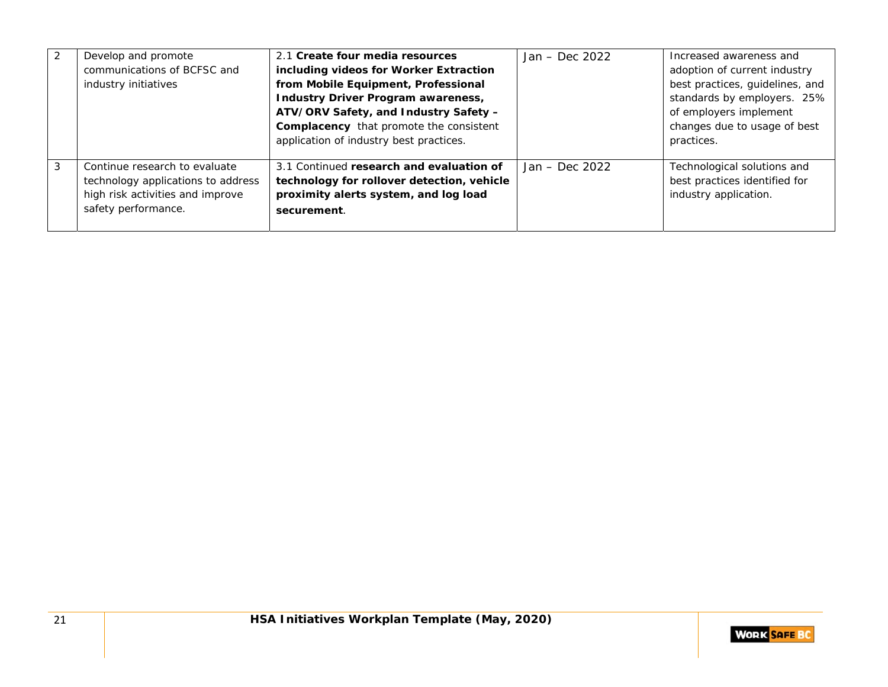| 2 | Develop and promote communications of BCFSC and industry initiatives | 2.1 **Create four media resources including videos for Worker Extraction from Mobile Equipment, Professional Industry Driver Program awareness, ATV/ORV Safety, and Industry Safety – Complacency** that promote the consistent application of industry best practices. | Jan – Dec 2022 | Increased awareness and adoption of current industry best practices, guidelines, and standards by employers. 25% of employers implement changes due to usage of best practices. |
|---|---|---|---|---|
| 3 | Continue research to evaluate technology applications to address high risk activities and improve safety performance. | 3.1 Continued **research and evaluation of technology for rollover detection, vehicle proximity alerts system, and log load securement**. | Jan – Dec 2022 | Technological solutions and best practices identified for industry application. |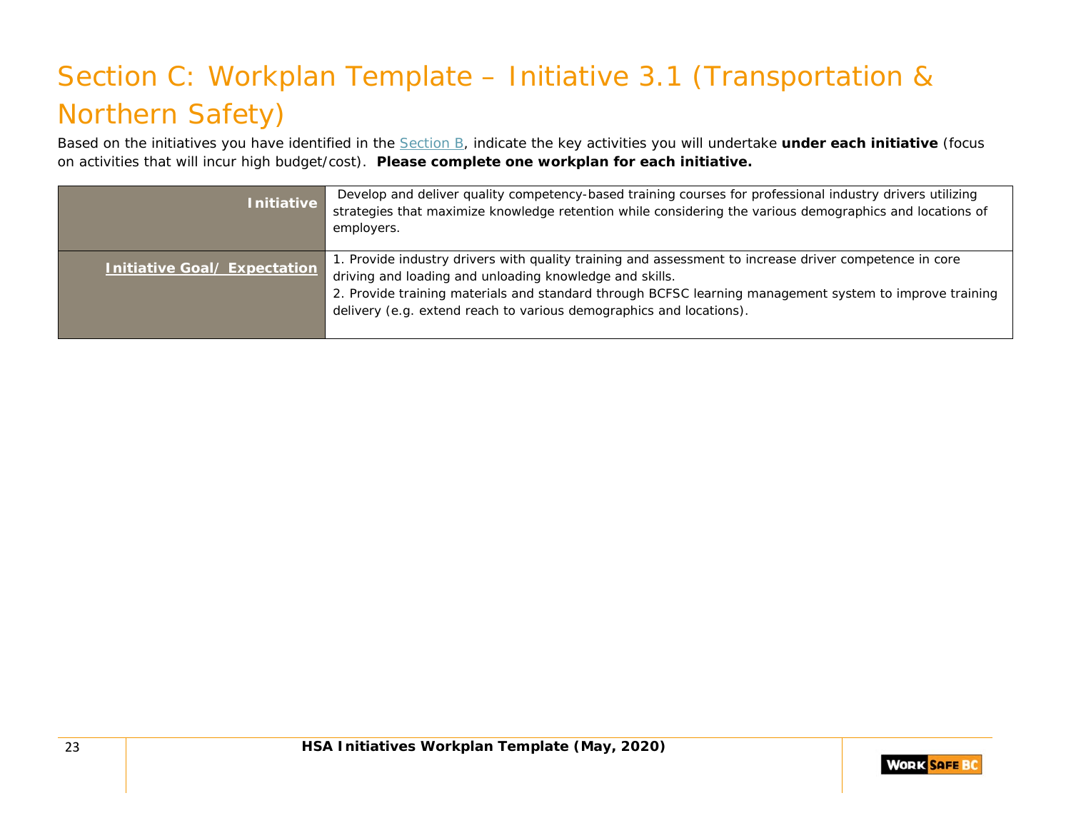# Section C: Workplan Template – Initiative 3.1 (Transportation & Northern Safety)

Based on the initiatives you have identified in the Section B, indicate the key activities you will undertake **under each initiative** (focus on activities that will incur high budget/cost). **Please complete one workplan for each initiative.**

| **Initiative** | Develop and deliver quality competency-based training courses for professional industry drivers utilizing strategies that maximize knowledge retention while considering the various demographics and locations of employers. |
|---|---|
| **Initiative Goal/ Expectation** | 1. Provide industry drivers with quality training and assessment to increase driver competence in core driving and loading and unloading knowledge and skills.<br>2. Provide training materials and standard through BCFSC learning management system to improve training delivery (e.g. extend reach to various demographics and locations). |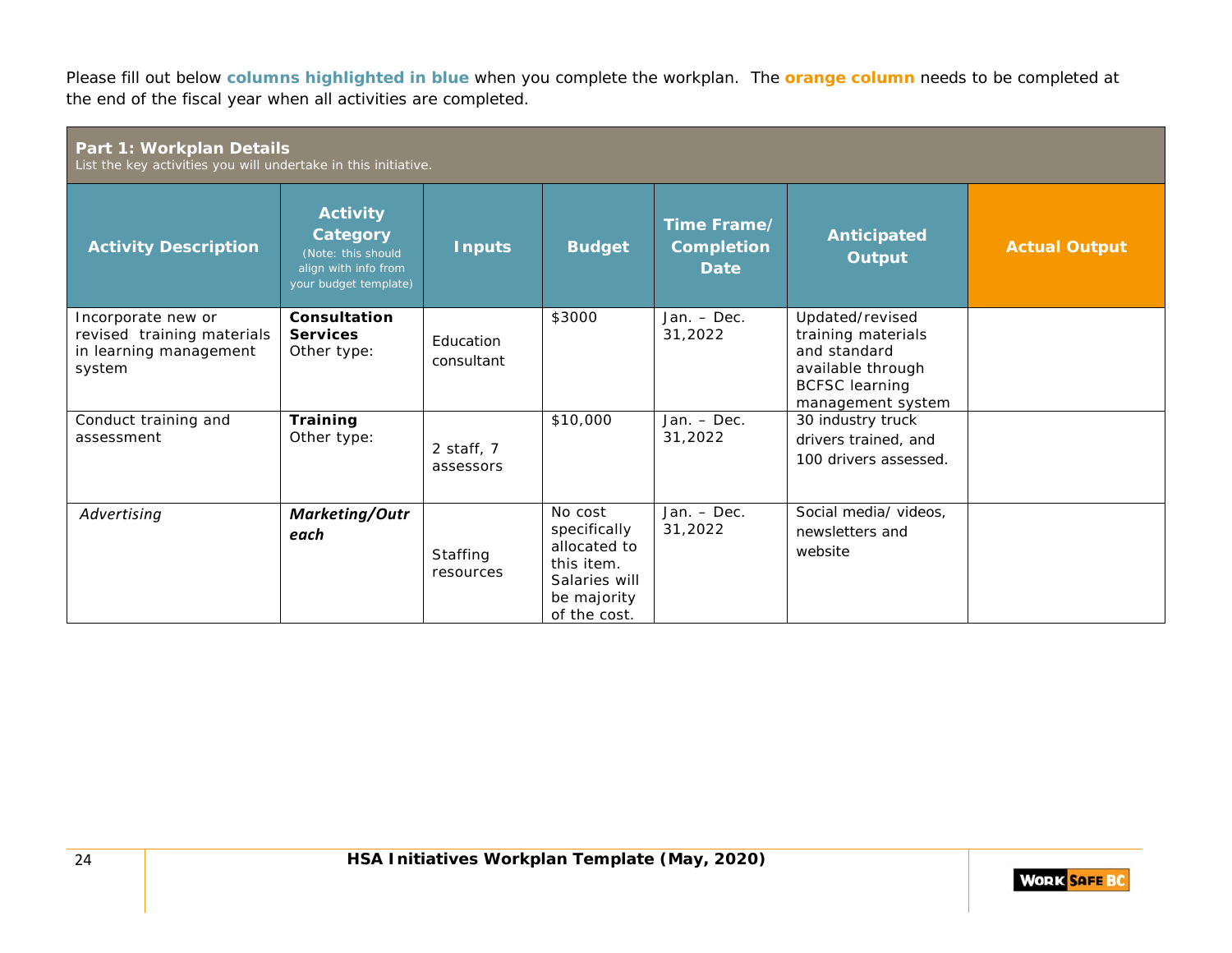Please fill out below **columns highlighted in blue** when you complete the workplan. The **orange column** needs to be completed at the end of the fiscal year when all activities are completed.

| **Part 1: Workplan Details** List the key activities you will undertake in this initiative. | | | | | | |
|---|---|---|---|---|---|---|
| **Activity Description** | **Activity Category** (Note: this should align with info from your budget template) | **Inputs** | **Budget** | **Time Frame/ Completion Date** | **Anticipated Output** | **Actual Output** |
| Incorporate new or revised training materials in learning management system | **Consultation Services** Other type: | Education consultant | $3000 | Jan. – Dec. 31,2022 | Updated/revised training materials and standard available through BCFSC learning management system | |
| Conduct training and assessment | **Training** Other type: | 2 staff, 7 assessors | $10,000 | Jan. – Dec. 31,2022 | 30 industry truck drivers trained, and 100 drivers assessed. | |
| *Advertising* | ***Marketing/Outreach*** | Staffing resources | No cost specifically allocated to this item. Salaries will be majority of the cost. | Jan. – Dec. 31,2022 | Social media/ videos, newsletters and website | |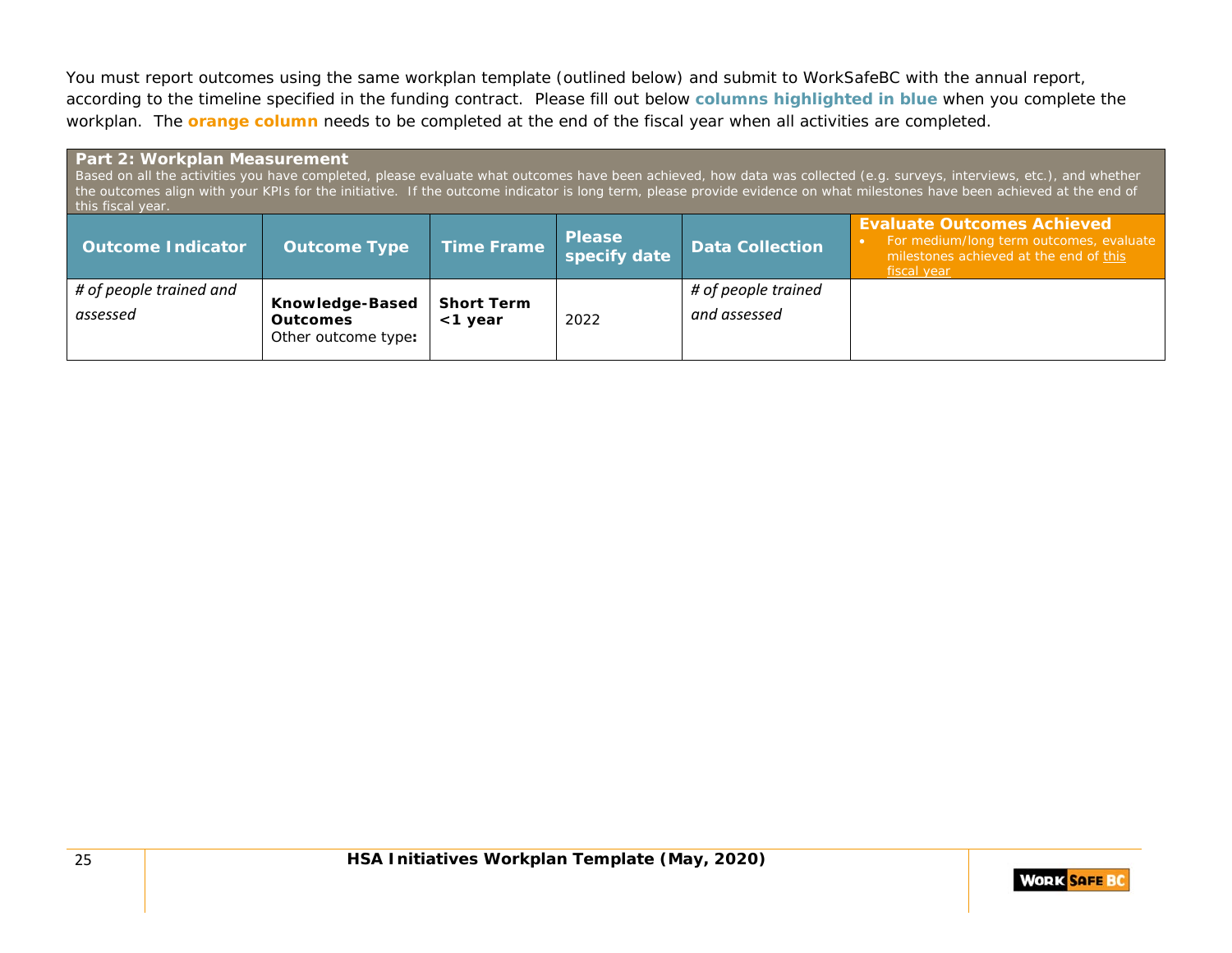You must report outcomes using the same workplan template (outlined below) and submit to WorkSafeBC with the annual report, according to the timeline specified in the funding contract. Please fill out below **columns highlighted in blue** when you complete the workplan. The **orange column** needs to be completed at the end of the fiscal year when all activities are completed.

| **Part 2: Workplan Measurement**<br>Based on all the activities you have completed, please evaluate what outcomes have been achieved, how data was collected (e.g. surveys, interviews, etc.), and whether the outcomes align with your KPIs for the initiative. If the outcome indicator is long term, please provide evidence on what milestones have been achieved at the end of this fiscal year. | | | | | |
|---|---|---|---|---|---|
| **Outcome Indicator** | **Outcome Type** | **Time Frame** | **Please specify date** | **Data Collection** | **Evaluate Outcomes Achieved**<br>• For medium/long term outcomes, evaluate milestones achieved at the end of this fiscal year |
| *# of people trained and assessed* | **Knowledge-Based Outcomes**<br>Other outcome type**:** | **Short Term <1 year** | 2022 | *# of people trained and assessed* | |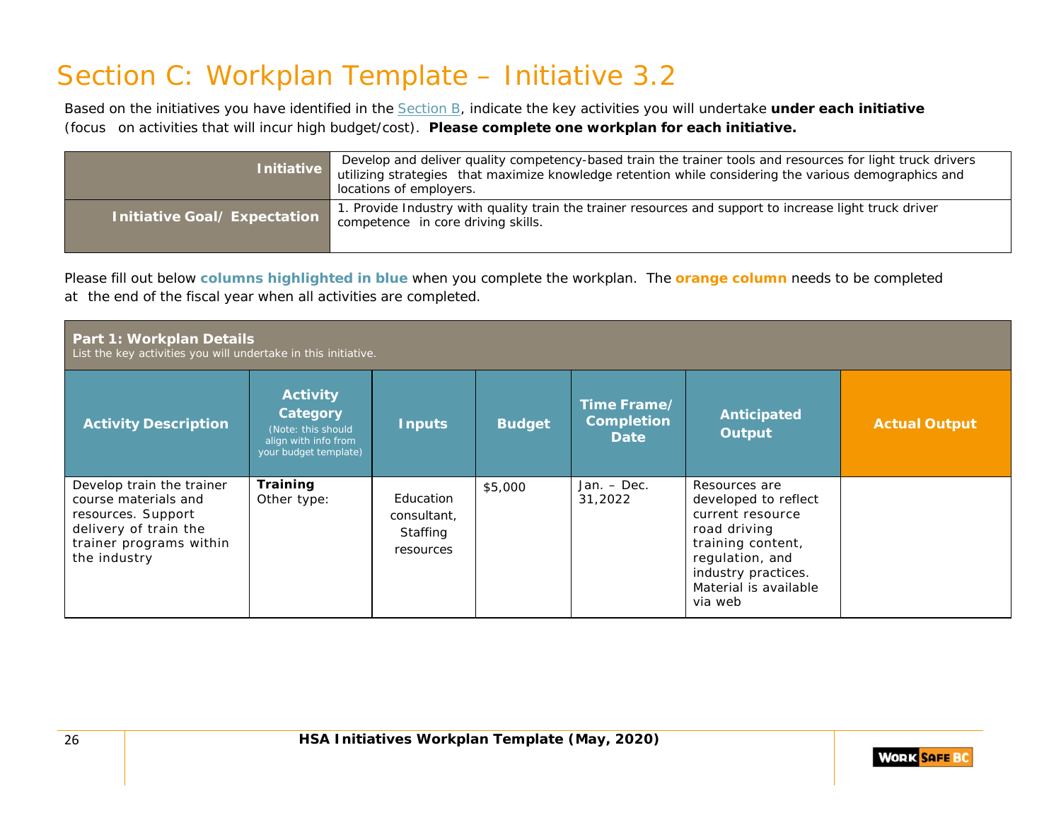# Section C: Workplan Template – Initiative 3.2

Based on the initiatives you have identified in the Section B, indicate the key activities you will undertake **under each initiative** (focus on activities that will incur high budget/cost). **Please complete one workplan for each initiative.**

| | |
|---|---|
| **Initiative** | Develop and deliver quality competency-based train the trainer tools and resources for light truck drivers utilizing strategies that maximize knowledge retention while considering the various demographics and locations of employers. |
| **Initiative Goal/ Expectation** | 1. Provide Industry with quality train the trainer resources and support to increase light truck driver competence in core driving skills. |

Please fill out below **columns highlighted in blue** when you complete the workplan. The **orange column** needs to be completed at the end of the fiscal year when all activities are completed.

**Part 1: Workplan Details**
List the key activities you will undertake in this initiative.

| Activity Description | Activity Category (Note: this should align with info from your budget template) | Inputs | Budget | Time Frame/ Completion Date | Anticipated Output | Actual Output |
|---|---|---|---|---|---|---|
| Develop train the trainer course materials and resources. Support delivery of train the trainer programs within the industry | **Training** Other type: | Education consultant, Staffing resources | $5,000 | Jan. – Dec. 31,2022 | Resources are developed to reflect current resource road driving training content, regulation, and industry practices. Material is available via web | |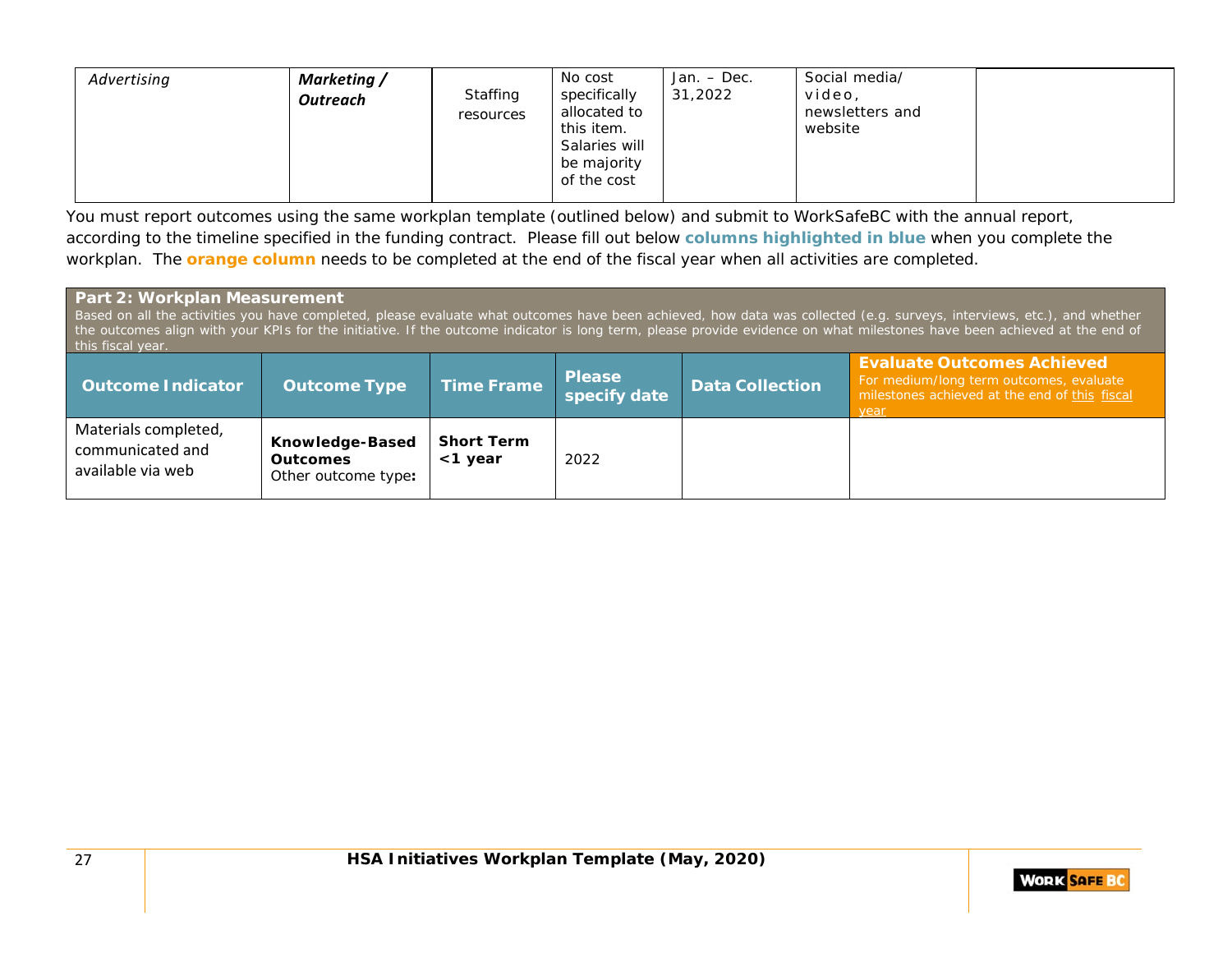| *Advertising* | ***Marketing / Outreach*** | Staffing resources | No cost specifically allocated to this item. Salaries will be majority of the cost | Jan. – Dec. 31,2022 | Social media/ video, newsletters and website | |
|---|---|---|---|---|---|---|

You must report outcomes using the same workplan template (outlined below) and submit to WorkSafeBC with the annual report, according to the timeline specified in the funding contract. Please fill out below **columns highlighted in blue** when you complete the workplan. The **orange column** needs to be completed at the end of the fiscal year when all activities are completed.

**Part 2: Workplan Measurement**

Based on all the activities you have completed, please evaluate what outcomes have been achieved, how data was collected (e.g. surveys, interviews, etc.), and whether the outcomes align with your KPIs for the initiative. If the outcome indicator is long term, please provide evidence on what milestones have been achieved at the end of this fiscal year.

| Outcome Indicator | Outcome Type | Time Frame | Please specify date | Data Collection | Evaluate Outcomes Achieved<br>For medium/long term outcomes, evaluate milestones achieved at the end of this fiscal year |
|---|---|---|---|---|---|
| Materials completed, communicated and available via web | **Knowledge-Based Outcomes**<br>Other outcome type**:** | **Short Term <1 year** | 2022 | | |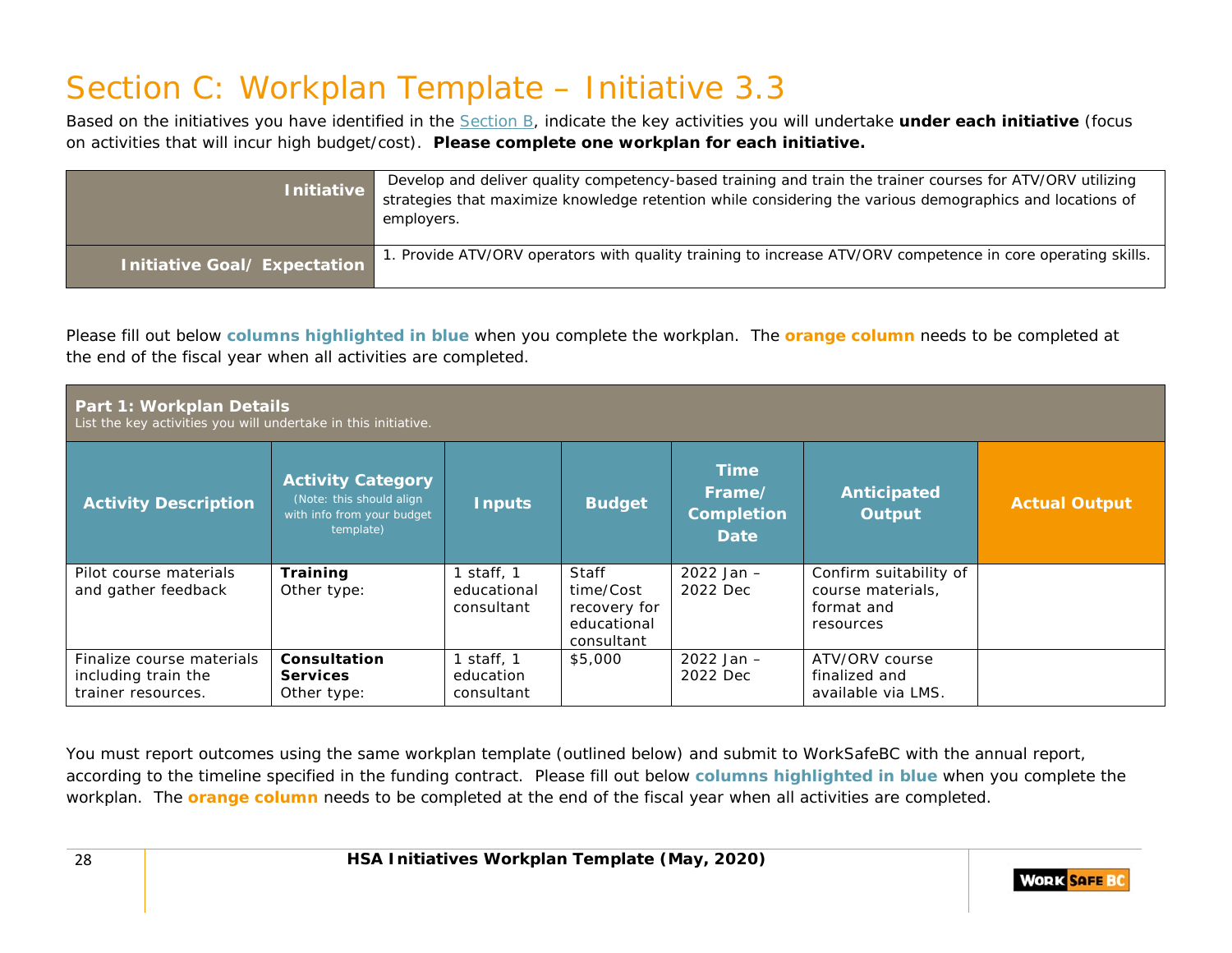# Section C: Workplan Template – Initiative 3.3

Based on the initiatives you have identified in the Section B, indicate the key activities you will undertake **under each initiative** (focus on activities that will incur high budget/cost). **Please complete one workplan for each initiative.**

| | |
|---|---|
| **Initiative** | Develop and deliver quality competency-based training and train the trainer courses for ATV/ORV utilizing strategies that maximize knowledge retention while considering the various demographics and locations of employers. |
| **Initiative Goal/ Expectation** | 1. Provide ATV/ORV operators with quality training to increase ATV/ORV competence in core operating skills. |

Please fill out below **columns highlighted in blue** when you complete the workplan. The **orange column** needs to be completed at the end of the fiscal year when all activities are completed.

**Part 1: Workplan Details**
List the key activities you will undertake in this initiative.

| Activity Description | Activity Category (Note: this should align with info from your budget template) | Inputs | Budget | Time Frame/ Completion Date | Anticipated Output | Actual Output |
|---|---|---|---|---|---|---|
| Pilot course materials and gather feedback | **Training** Other type: | 1 staff, 1 educational consultant | Staff time/Cost recovery for educational consultant | 2022 Jan – 2022 Dec | Confirm suitability of course materials, format and resources | |
| Finalize course materials including train the trainer resources. | **Consultation Services** Other type: | 1 staff, 1 education consultant | $5,000 | 2022 Jan – 2022 Dec | ATV/ORV course finalized and available via LMS. | |

You must report outcomes using the same workplan template (outlined below) and submit to WorkSafeBC with the annual report, according to the timeline specified in the funding contract. Please fill out below **columns highlighted in blue** when you complete the workplan. The **orange column** needs to be completed at the end of the fiscal year when all activities are completed.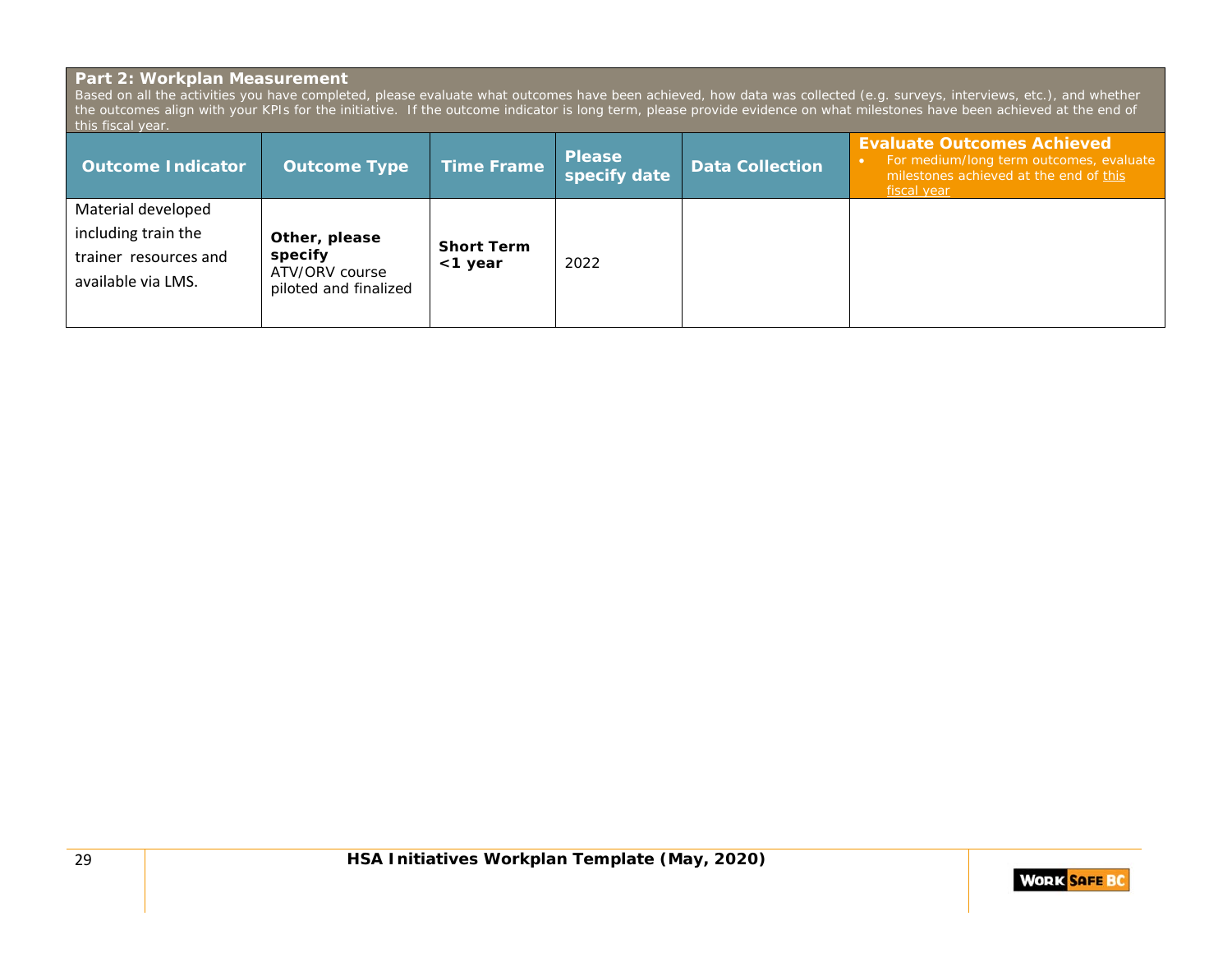## Part 2: Workplan Measurement

Based on all the activities you have completed, please evaluate what outcomes have been achieved, how data was collected (e.g. surveys, interviews, etc.), and whether the outcomes align with your KPIs for the initiative. If the outcome indicator is long term, please provide evidence on what milestones have been achieved at the end of this fiscal year.

| Outcome Indicator | Outcome Type | Time Frame | Please specify date | Data Collection | Evaluate Outcomes Achieved<br>• For medium/long term outcomes, evaluate milestones achieved at the end of this fiscal year |
|---|---|---|---|---|---|
| Material developed including train the trainer resources and available via LMS. | **Other, please specify**<br>ATV/ORV course piloted and finalized | **Short Term <1 year** | 2022 | | |

**HSA Initiatives Workplan Template (May, 2020)**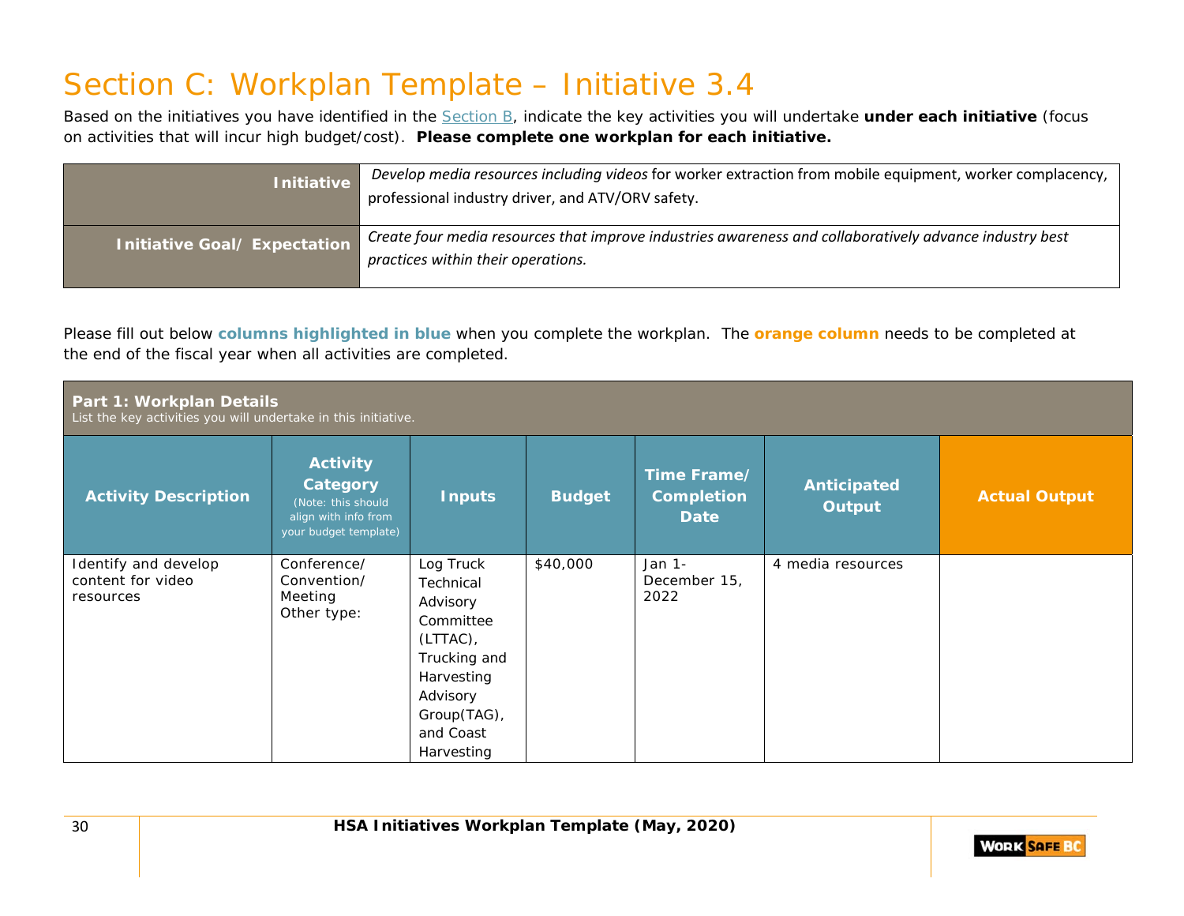# Section C: Workplan Template – Initiative 3.4

Based on the initiatives you have identified in the Section B, indicate the key activities you will undertake **under each initiative** (focus on activities that will incur high budget/cost). **Please complete one workplan for each initiative.**

| | |
|---|---|
| **Initiative** | *Develop media resources including videos* for worker extraction from mobile equipment, worker complacency, professional industry driver, and ATV/ORV safety. |
| **Initiative Goal/ Expectation** | *Create four media resources that improve industries awareness and collaboratively advance industry best practices within their operations.* |

Please fill out below **columns highlighted in blue** when you complete the workplan. The **orange column** needs to be completed at the end of the fiscal year when all activities are completed.

**Part 1: Workplan Details**
List the key activities you will undertake in this initiative.

| Activity Description | Activity Category (Note: this should align with info from your budget template) | Inputs | Budget | Time Frame/ Completion Date | Anticipated Output | Actual Output |
|---|---|---|---|---|---|---|
| Identify and develop content for video resources | Conference/ Convention/ Meeting Other type: | Log Truck Technical Advisory Committee (LTTAC), Trucking and Harvesting Advisory Group(TAG), and Coast Harvesting | $40,000 | Jan 1- December 15, 2022 | 4 media resources | |

**HSA Initiatives Workplan Template (May, 2020)**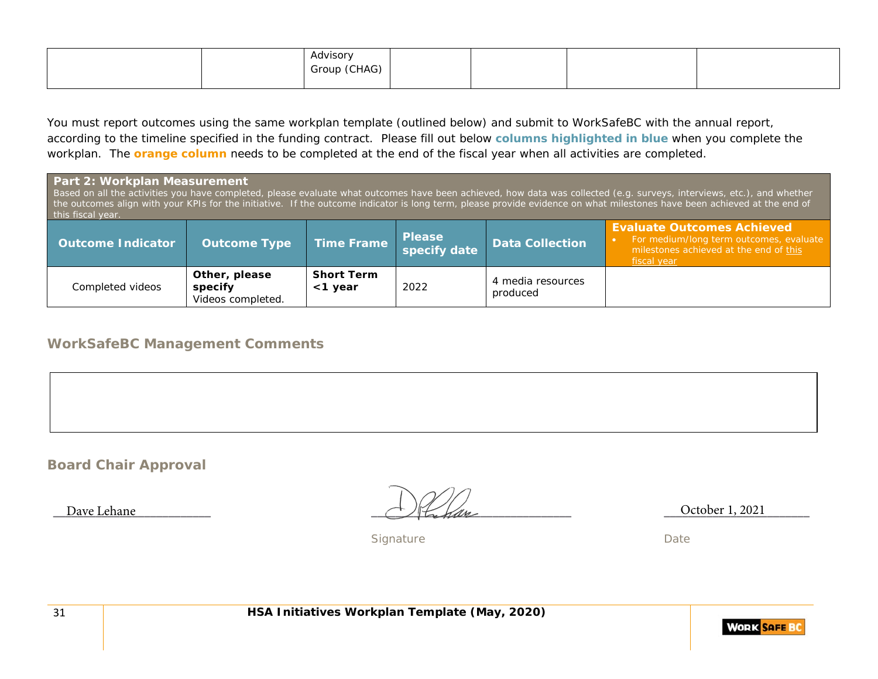| | | | | | | |
|---|---|---|---|---|---|---|
| | | Advisory Group (CHAG) | | | | |

You must report outcomes using the same workplan template (outlined below) and submit to WorkSafeBC with the annual report, according to the timeline specified in the funding contract. Please fill out below **columns highlighted in blue** when you complete the workplan. The **orange column** needs to be completed at the end of the fiscal year when all activities are completed.

**Part 2: Workplan Measurement**

Based on all the activities you have completed, please evaluate what outcomes have been achieved, how data was collected (e.g. surveys, interviews, etc.), and whether the outcomes align with your KPIs for the initiative. If the outcome indicator is long term, please provide evidence on what milestones have been achieved at the end of this fiscal year.

| Outcome Indicator | Outcome Type | Time Frame | Please specify date | Data Collection | Evaluate Outcomes Achieved<br>• For medium/long term outcomes, evaluate milestones achieved at the end of this fiscal year |
|---|---|---|---|---|---|
| Completed videos | **Other, please specify** Videos completed. | **Short Term <1 year** | 2022 | 4 media resources produced | |

## WorkSafeBC Management Comments

| |
|---|
| |

## Board Chair Approval

Dave Lehane

Signature

October 1, 2021

Date